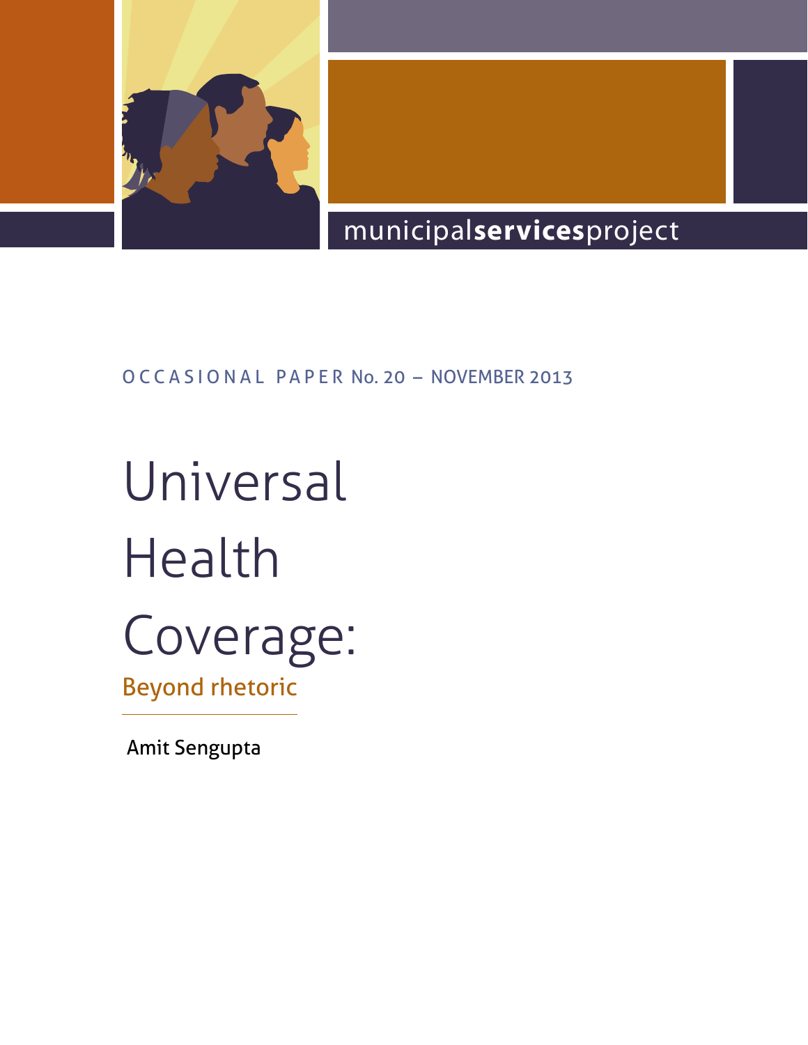municipal**services**project

OCCASIONAL PAPER No. 20 – NOVEMBER 2013

# Universal Health Coverage:

## Beyond rhetoric

Amit Sengupta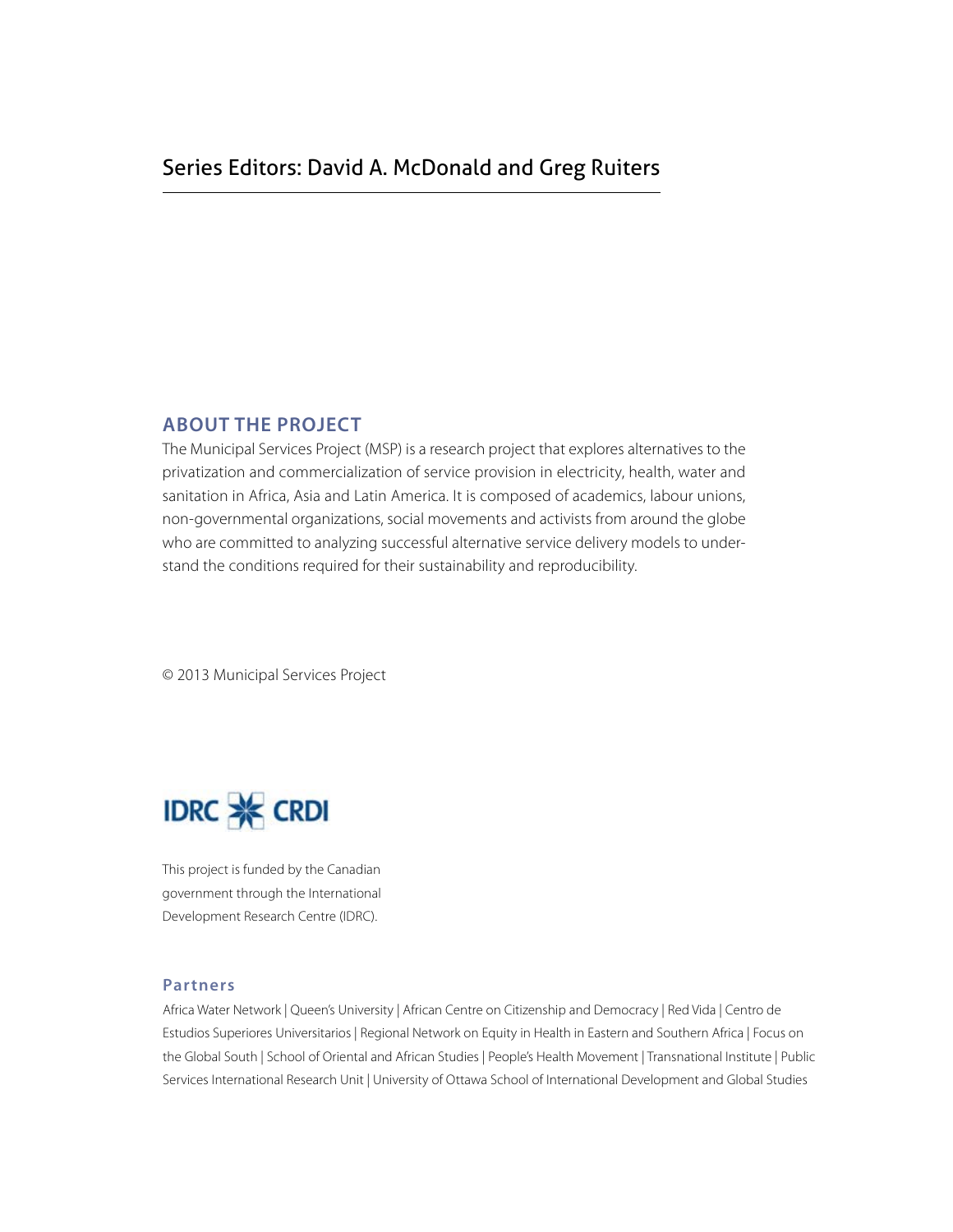Series Editors: David A. McDonald and Greg Ruiters

## ABOUT THE PROJECT

The Municipal Services Project (MSP) is a research project that explores alternatives to the privatization and commercialization of service provision in electricity, health, water and sanitation in Africa, Asia and Latin America. It is composed of academics, labour unions, non-governmental organizations, social movements and activists from around the globe who are committed to analyzing successful alternative service delivery models to understand the conditions required for their sustainability and reproducibility.

© 2013 Municipal Services Project

IDRC CRDI

This project is funded by the Canadian government through the International Development Research Centre (IDRC).

### Partners

Africa Water Network | Queen's University | African Centre on Citizenship and Democracy | Red Vida | Centro de Estudios Superiores Universitarios | Regional Network on Equity in Health in Eastern and Southern Africa | Focus on the Global South | School of Oriental and African Studies | People's Health Movement | Transnational Institute | Public Services International Research Unit | University of Ottawa School of International Development and Global Studies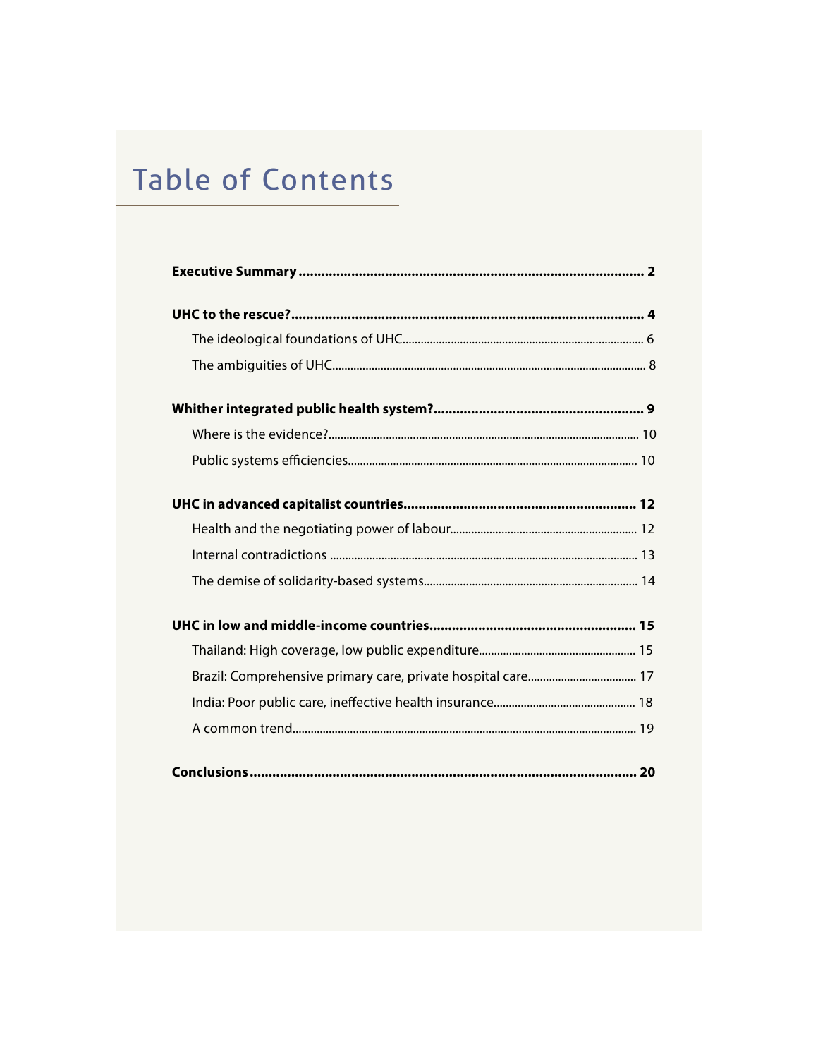# Table of Contents

**Executive Summary** .......... **2**

**UHC to the rescue?** .......... **4**

- The ideological foundations of UHC .......... 6
- The ambiguities of UHC .......... 8

**Whither integrated public health system?** .......... **9**

- Where is the evidence? .......... 10
- Public systems efficiencies .......... 10

**UHC in advanced capitalist countries** .......... **12**

- Health and the negotiating power of labour .......... 12
- Internal contradictions .......... 13
- The demise of solidarity-based systems .......... 14

**UHC in low and middle-income countries** .......... **15**

- Thailand: High coverage, low public expenditure .......... 15
- Brazil: Comprehensive primary care, private hospital care .......... 17
- India: Poor public care, ineffective health insurance .......... 18
- A common trend .......... 19

**Conclusions** .......... **20**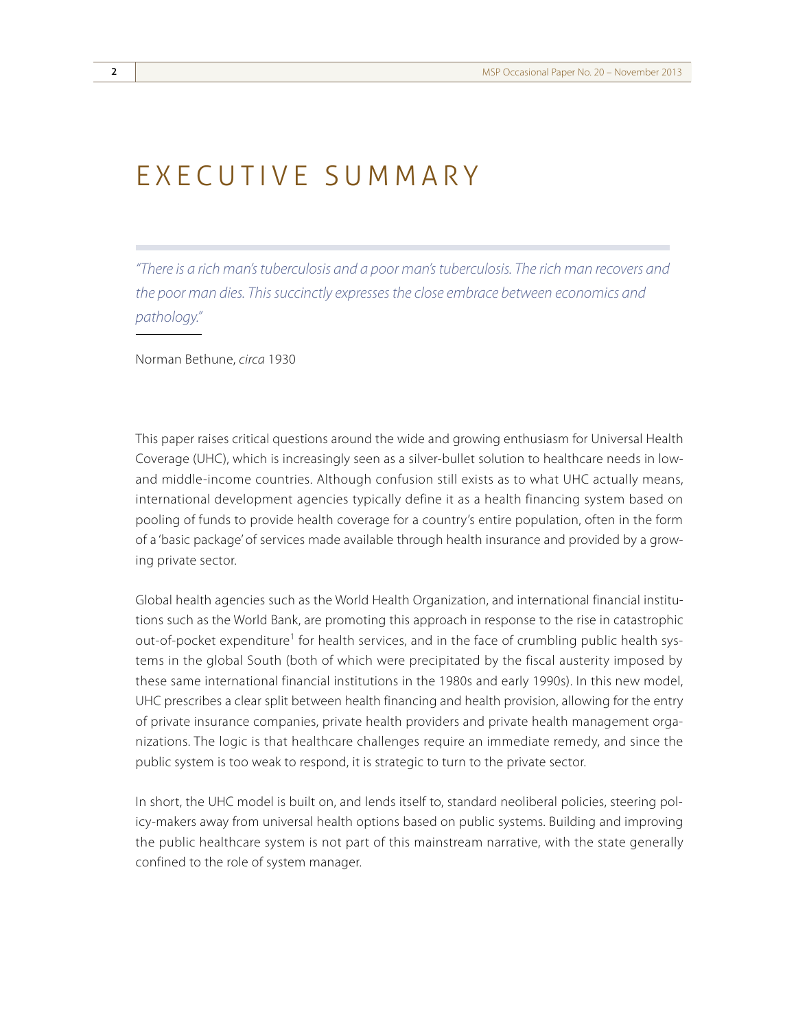# EXECUTIVE SUMMARY

*"There is a rich man's tuberculosis and a poor man's tuberculosis. The rich man recovers and the poor man dies. This succinctly expresses the close embrace between economics and pathology."*

Norman Bethune, *circa* 1930

This paper raises critical questions around the wide and growing enthusiasm for Universal Health Coverage (UHC), which is increasingly seen as a silver-bullet solution to healthcare needs in low- and middle-income countries. Although confusion still exists as to what UHC actually means, international development agencies typically define it as a health financing system based on pooling of funds to provide health coverage for a country's entire population, often in the form of a 'basic package' of services made available through health insurance and provided by a growing private sector.

Global health agencies such as the World Health Organization, and international financial institutions such as the World Bank, are promoting this approach in response to the rise in catastrophic out-of-pocket expenditure[1] for health services, and in the face of crumbling public health systems in the global South (both of which were precipitated by the fiscal austerity imposed by these same international financial institutions in the 1980s and early 1990s). In this new model, UHC prescribes a clear split between health financing and health provision, allowing for the entry of private insurance companies, private health providers and private health management organizations. The logic is that healthcare challenges require an immediate remedy, and since the public system is too weak to respond, it is strategic to turn to the private sector.

In short, the UHC model is built on, and lends itself to, standard neoliberal policies, steering policy-makers away from universal health options based on public systems. Building and improving the public healthcare system is not part of this mainstream narrative, with the state generally confined to the role of system manager.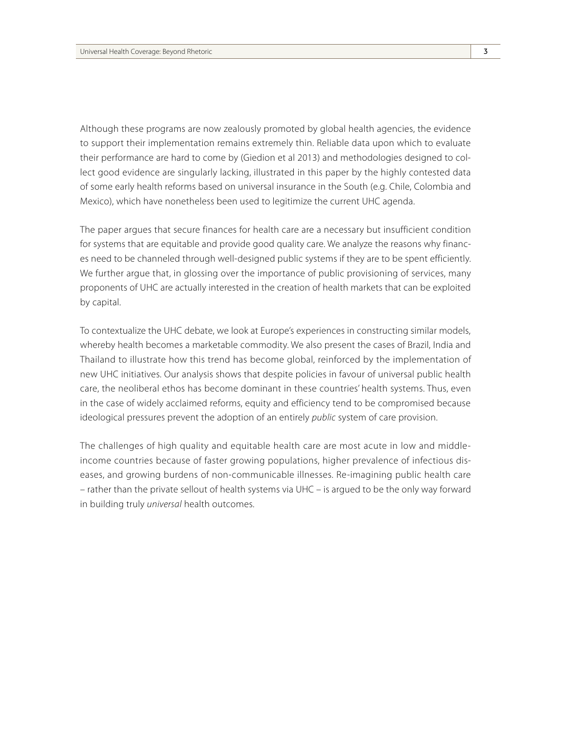Although these programs are now zealously promoted by global health agencies, the evidence to support their implementation remains extremely thin. Reliable data upon which to evaluate their performance are hard to come by (Giedion et al 2013) and methodologies designed to collect good evidence are singularly lacking, illustrated in this paper by the highly contested data of some early health reforms based on universal insurance in the South (e.g. Chile, Colombia and Mexico), which have nonetheless been used to legitimize the current UHC agenda.

The paper argues that secure finances for health care are a necessary but insufficient condition for systems that are equitable and provide good quality care. We analyze the reasons why finances need to be channeled through well-designed public systems if they are to be spent efficiently. We further argue that, in glossing over the importance of public provisioning of services, many proponents of UHC are actually interested in the creation of health markets that can be exploited by capital.

To contextualize the UHC debate, we look at Europe's experiences in constructing similar models, whereby health becomes a marketable commodity. We also present the cases of Brazil, India and Thailand to illustrate how this trend has become global, reinforced by the implementation of new UHC initiatives. Our analysis shows that despite policies in favour of universal public health care, the neoliberal ethos has become dominant in these countries' health systems. Thus, even in the case of widely acclaimed reforms, equity and efficiency tend to be compromised because ideological pressures prevent the adoption of an entirely *public* system of care provision.

The challenges of high quality and equitable health care are most acute in low and middle-income countries because of faster growing populations, higher prevalence of infectious diseases, and growing burdens of non-communicable illnesses. Re-imagining public health care – rather than the private sellout of health systems via UHC – is argued to be the only way forward in building truly *universal* health outcomes.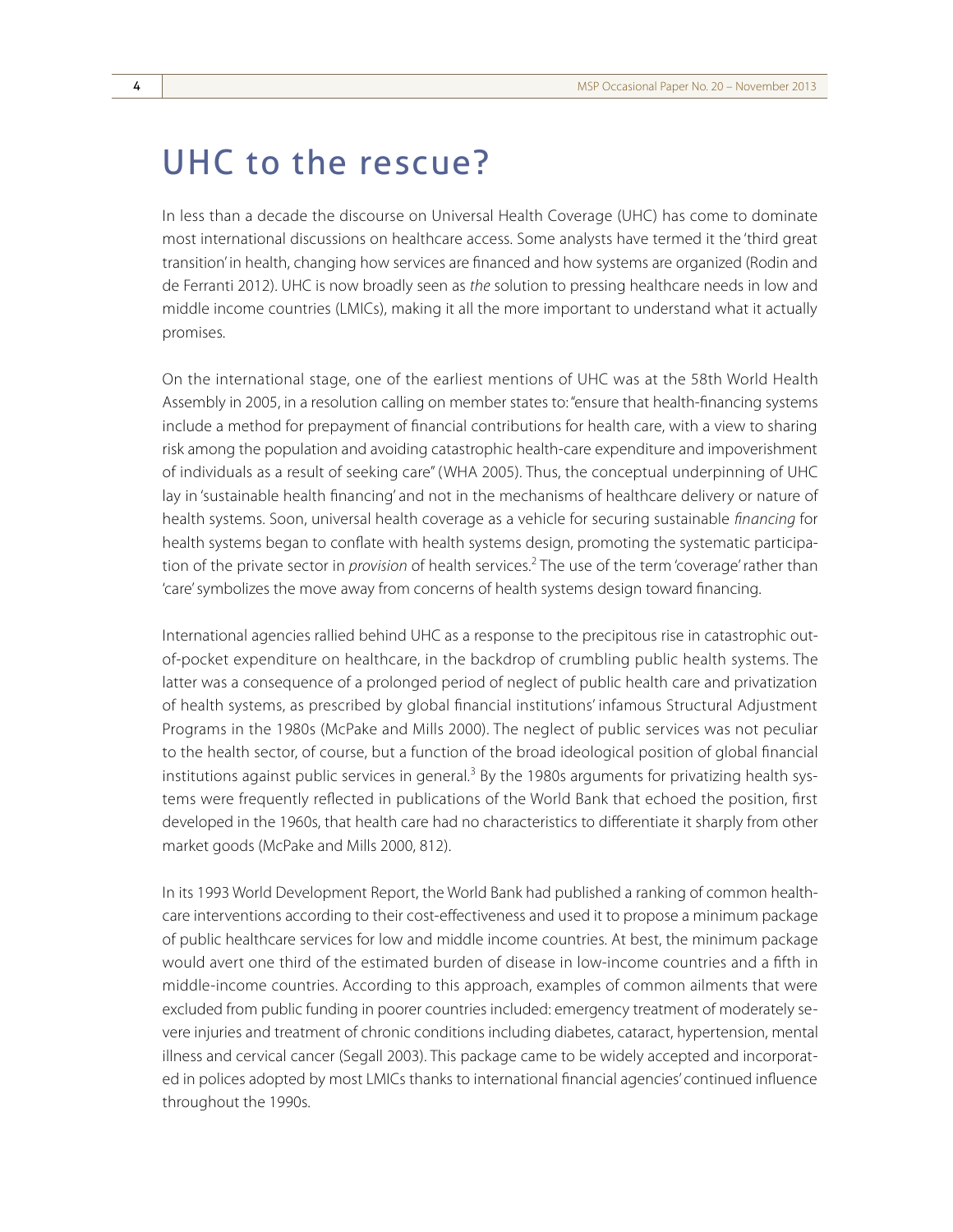# UHC to the rescue?

In less than a decade the discourse on Universal Health Coverage (UHC) has come to dominate most international discussions on healthcare access. Some analysts have termed it the 'third great transition' in health, changing how services are financed and how systems are organized (Rodin and de Ferranti 2012). UHC is now broadly seen as *the* solution to pressing healthcare needs in low and middle income countries (LMICs), making it all the more important to understand what it actually promises.

On the international stage, one of the earliest mentions of UHC was at the 58th World Health Assembly in 2005, in a resolution calling on member states to: "ensure that health-financing systems include a method for prepayment of financial contributions for health care, with a view to sharing risk among the population and avoiding catastrophic health-care expenditure and impoverishment of individuals as a result of seeking care" (WHA 2005). Thus, the conceptual underpinning of UHC lay in 'sustainable health financing' and not in the mechanisms of healthcare delivery or nature of health systems. Soon, universal health coverage as a vehicle for securing sustainable *financing* for health systems began to conflate with health systems design, promoting the systematic participation of the private sector in *provision* of health services.[2] The use of the term 'coverage' rather than 'care' symbolizes the move away from concerns of health systems design toward financing.

International agencies rallied behind UHC as a response to the precipitous rise in catastrophic out-of-pocket expenditure on healthcare, in the backdrop of crumbling public health systems. The latter was a consequence of a prolonged period of neglect of public health care and privatization of health systems, as prescribed by global financial institutions' infamous Structural Adjustment Programs in the 1980s (McPake and Mills 2000). The neglect of public services was not peculiar to the health sector, of course, but a function of the broad ideological position of global financial institutions against public services in general.[3] By the 1980s arguments for privatizing health systems were frequently reflected in publications of the World Bank that echoed the position, first developed in the 1960s, that health care had no characteristics to differentiate it sharply from other market goods (McPake and Mills 2000, 812).

In its 1993 World Development Report, the World Bank had published a ranking of common healthcare interventions according to their cost-effectiveness and used it to propose a minimum package of public healthcare services for low and middle income countries. At best, the minimum package would avert one third of the estimated burden of disease in low-income countries and a fifth in middle-income countries. According to this approach, examples of common ailments that were excluded from public funding in poorer countries included: emergency treatment of moderately severe injuries and treatment of chronic conditions including diabetes, cataract, hypertension, mental illness and cervical cancer (Segall 2003). This package came to be widely accepted and incorporated in polices adopted by most LMICs thanks to international financial agencies' continued influence throughout the 1990s.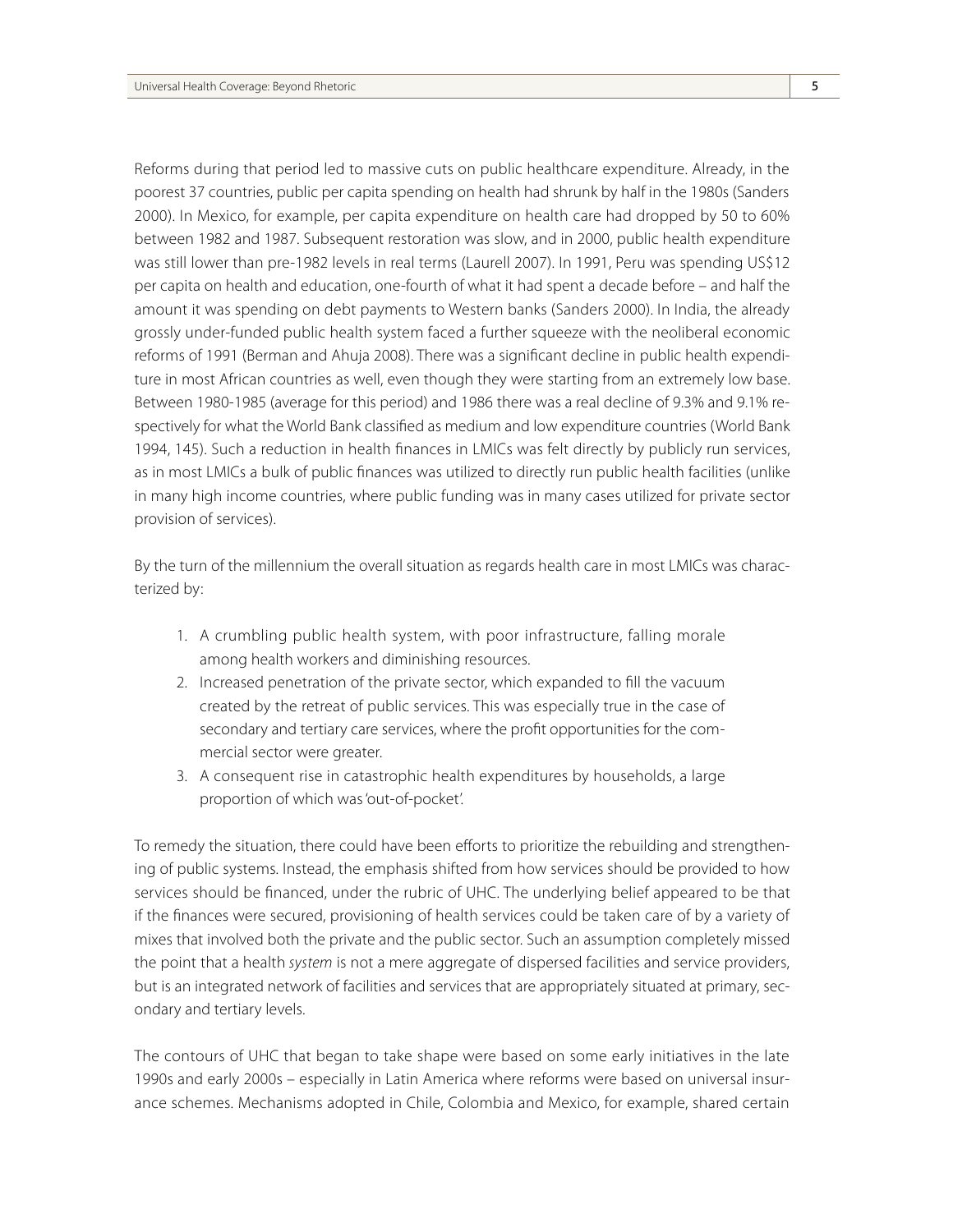Reforms during that period led to massive cuts on public healthcare expenditure. Already, in the poorest 37 countries, public per capita spending on health had shrunk by half in the 1980s (Sanders 2000). In Mexico, for example, per capita expenditure on health care had dropped by 50 to 60% between 1982 and 1987. Subsequent restoration was slow, and in 2000, public health expenditure was still lower than pre-1982 levels in real terms (Laurell 2007). In 1991, Peru was spending US$12 per capita on health and education, one-fourth of what it had spent a decade before – and half the amount it was spending on debt payments to Western banks (Sanders 2000). In India, the already grossly under-funded public health system faced a further squeeze with the neoliberal economic reforms of 1991 (Berman and Ahuja 2008). There was a significant decline in public health expenditure in most African countries as well, even though they were starting from an extremely low base. Between 1980-1985 (average for this period) and 1986 there was a real decline of 9.3% and 9.1% respectively for what the World Bank classified as medium and low expenditure countries (World Bank 1994, 145). Such a reduction in health finances in LMICs was felt directly by publicly run services, as in most LMICs a bulk of public finances was utilized to directly run public health facilities (unlike in many high income countries, where public funding was in many cases utilized for private sector provision of services).

By the turn of the millennium the overall situation as regards health care in most LMICs was characterized by:

1. A crumbling public health system, with poor infrastructure, falling morale among health workers and diminishing resources.
2. Increased penetration of the private sector, which expanded to fill the vacuum created by the retreat of public services. This was especially true in the case of secondary and tertiary care services, where the profit opportunities for the commercial sector were greater.
3. A consequent rise in catastrophic health expenditures by households, a large proportion of which was 'out-of-pocket'.

To remedy the situation, there could have been efforts to prioritize the rebuilding and strengthening of public systems. Instead, the emphasis shifted from how services should be provided to how services should be financed, under the rubric of UHC. The underlying belief appeared to be that if the finances were secured, provisioning of health services could be taken care of by a variety of mixes that involved both the private and the public sector. Such an assumption completely missed the point that a health *system* is not a mere aggregate of dispersed facilities and service providers, but is an integrated network of facilities and services that are appropriately situated at primary, secondary and tertiary levels.

The contours of UHC that began to take shape were based on some early initiatives in the late 1990s and early 2000s – especially in Latin America where reforms were based on universal insurance schemes. Mechanisms adopted in Chile, Colombia and Mexico, for example, shared certain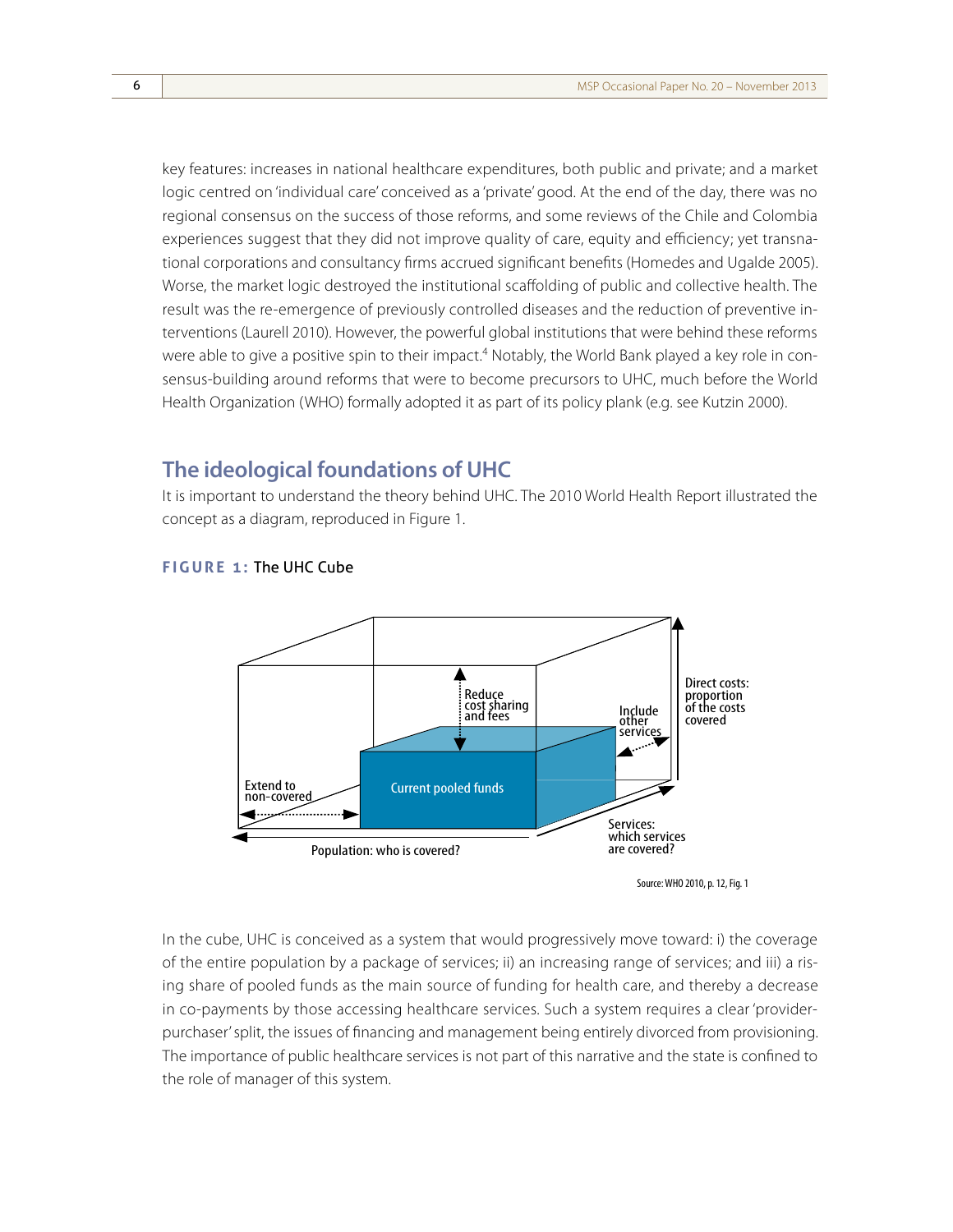key features: increases in national healthcare expenditures, both public and private; and a market logic centred on 'individual care' conceived as a 'private' good. At the end of the day, there was no regional consensus on the success of those reforms, and some reviews of the Chile and Colombia experiences suggest that they did not improve quality of care, equity and efficiency; yet transnational corporations and consultancy firms accrued significant benefits (Homedes and Ugalde 2005). Worse, the market logic destroyed the institutional scaffolding of public and collective health. The result was the re-emergence of previously controlled diseases and the reduction of preventive interventions (Laurell 2010). However, the powerful global institutions that were behind these reforms were able to give a positive spin to their impact.[4] Notably, the World Bank played a key role in consensus-building around reforms that were to become precursors to UHC, much before the World Health Organization (WHO) formally adopted it as part of its policy plank (e.g. see Kutzin 2000).

## The ideological foundations of UHC

It is important to understand the theory behind UHC. The 2010 World Health Report illustrated the concept as a diagram, reproduced in Figure 1.

**FIGURE 1:** The UHC Cube

Reduce cost sharing and fees

Include other services

Direct costs: proportion of the costs covered

Extend to non-covered

Current pooled funds

Population: who is covered?

Services: which services are covered?

Source: WHO 2010, p. 12, Fig. 1

In the cube, UHC is conceived as a system that would progressively move toward: i) the coverage of the entire population by a package of services; ii) an increasing range of services; and iii) a rising share of pooled funds as the main source of funding for health care, and thereby a decrease in co-payments by those accessing healthcare services. Such a system requires a clear 'provider-purchaser' split, the issues of financing and management being entirely divorced from provisioning. The importance of public healthcare services is not part of this narrative and the state is confined to the role of manager of this system.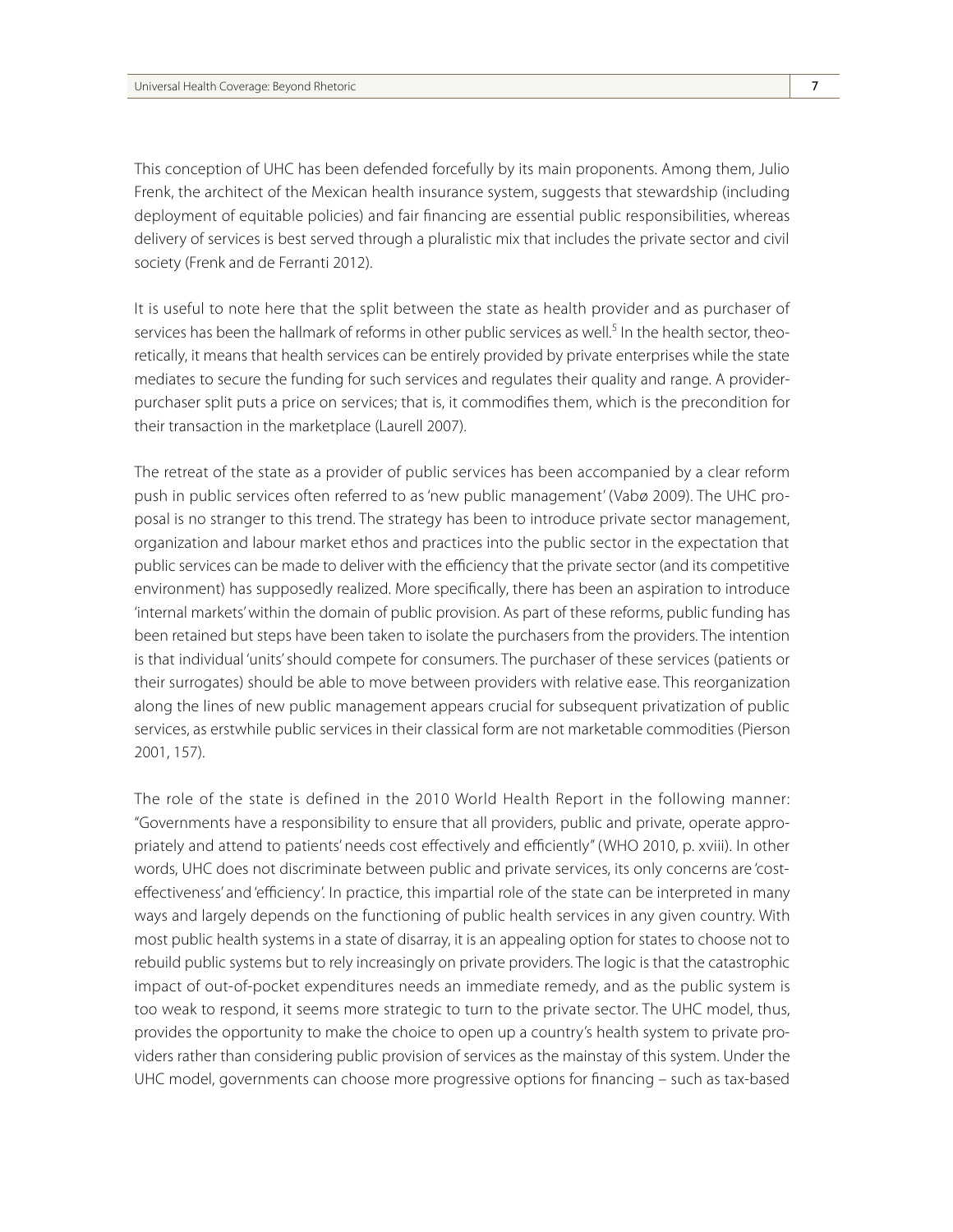This conception of UHC has been defended forcefully by its main proponents. Among them, Julio Frenk, the architect of the Mexican health insurance system, suggests that stewardship (including deployment of equitable policies) and fair financing are essential public responsibilities, whereas delivery of services is best served through a pluralistic mix that includes the private sector and civil society (Frenk and de Ferranti 2012).

It is useful to note here that the split between the state as health provider and as purchaser of services has been the hallmark of reforms in other public services as well.[5] In the health sector, theoretically, it means that health services can be entirely provided by private enterprises while the state mediates to secure the funding for such services and regulates their quality and range. A provider-purchaser split puts a price on services; that is, it commodifies them, which is the precondition for their transaction in the marketplace (Laurell 2007).

The retreat of the state as a provider of public services has been accompanied by a clear reform push in public services often referred to as 'new public management' (Vabø 2009). The UHC proposal is no stranger to this trend. The strategy has been to introduce private sector management, organization and labour market ethos and practices into the public sector in the expectation that public services can be made to deliver with the efficiency that the private sector (and its competitive environment) has supposedly realized. More specifically, there has been an aspiration to introduce 'internal markets' within the domain of public provision. As part of these reforms, public funding has been retained but steps have been taken to isolate the purchasers from the providers. The intention is that individual 'units' should compete for consumers. The purchaser of these services (patients or their surrogates) should be able to move between providers with relative ease. This reorganization along the lines of new public management appears crucial for subsequent privatization of public services, as erstwhile public services in their classical form are not marketable commodities (Pierson 2001, 157).

The role of the state is defined in the 2010 World Health Report in the following manner: "Governments have a responsibility to ensure that all providers, public and private, operate appropriately and attend to patients' needs cost effectively and efficiently" (WHO 2010, p. xviii). In other words, UHC does not discriminate between public and private services, its only concerns are 'cost-effectiveness' and 'efficiency'. In practice, this impartial role of the state can be interpreted in many ways and largely depends on the functioning of public health services in any given country. With most public health systems in a state of disarray, it is an appealing option for states to choose not to rebuild public systems but to rely increasingly on private providers. The logic is that the catastrophic impact of out-of-pocket expenditures needs an immediate remedy, and as the public system is too weak to respond, it seems more strategic to turn to the private sector. The UHC model, thus, provides the opportunity to make the choice to open up a country's health system to private providers rather than considering public provision of services as the mainstay of this system. Under the UHC model, governments can choose more progressive options for financing – such as tax-based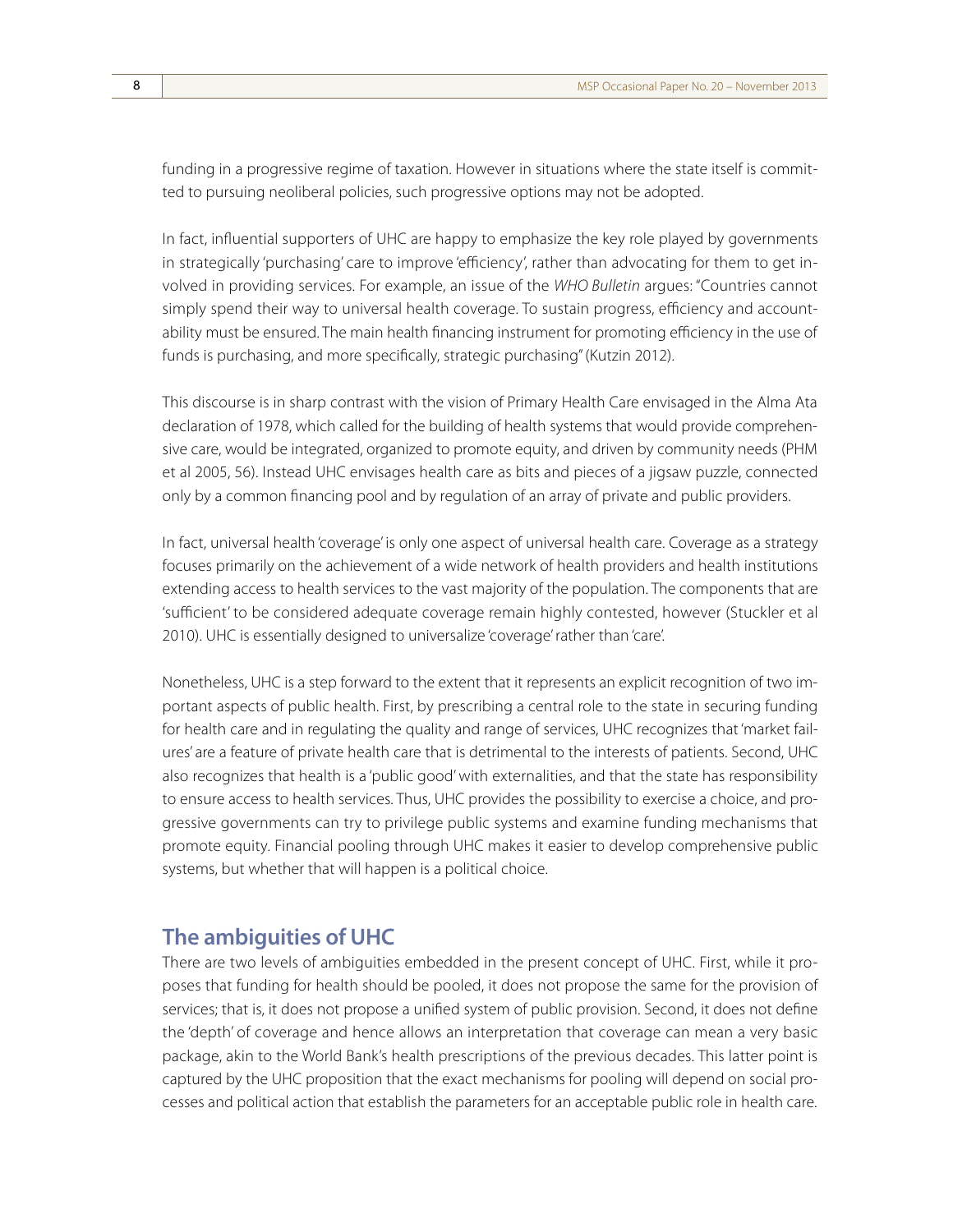funding in a progressive regime of taxation. However in situations where the state itself is committed to pursuing neoliberal policies, such progressive options may not be adopted.

In fact, influential supporters of UHC are happy to emphasize the key role played by governments in strategically 'purchasing' care to improve 'efficiency', rather than advocating for them to get involved in providing services. For example, an issue of the *WHO Bulletin* argues: "Countries cannot simply spend their way to universal health coverage. To sustain progress, efficiency and accountability must be ensured. The main health financing instrument for promoting efficiency in the use of funds is purchasing, and more specifically, strategic purchasing" (Kutzin 2012).

This discourse is in sharp contrast with the vision of Primary Health Care envisaged in the Alma Ata declaration of 1978, which called for the building of health systems that would provide comprehensive care, would be integrated, organized to promote equity, and driven by community needs (PHM et al 2005, 56). Instead UHC envisages health care as bits and pieces of a jigsaw puzzle, connected only by a common financing pool and by regulation of an array of private and public providers.

In fact, universal health 'coverage' is only one aspect of universal health care. Coverage as a strategy focuses primarily on the achievement of a wide network of health providers and health institutions extending access to health services to the vast majority of the population. The components that are 'sufficient' to be considered adequate coverage remain highly contested, however (Stuckler et al 2010). UHC is essentially designed to universalize 'coverage' rather than 'care'.

Nonetheless, UHC is a step forward to the extent that it represents an explicit recognition of two important aspects of public health. First, by prescribing a central role to the state in securing funding for health care and in regulating the quality and range of services, UHC recognizes that 'market failures' are a feature of private health care that is detrimental to the interests of patients. Second, UHC also recognizes that health is a 'public good' with externalities, and that the state has responsibility to ensure access to health services. Thus, UHC provides the possibility to exercise a choice, and progressive governments can try to privilege public systems and examine funding mechanisms that promote equity. Financial pooling through UHC makes it easier to develop comprehensive public systems, but whether that will happen is a political choice.

## The ambiguities of UHC

There are two levels of ambiguities embedded in the present concept of UHC. First, while it proposes that funding for health should be pooled, it does not propose the same for the provision of services; that is, it does not propose a unified system of public provision. Second, it does not define the 'depth' of coverage and hence allows an interpretation that coverage can mean a very basic package, akin to the World Bank's health prescriptions of the previous decades. This latter point is captured by the UHC proposition that the exact mechanisms for pooling will depend on social processes and political action that establish the parameters for an acceptable public role in health care.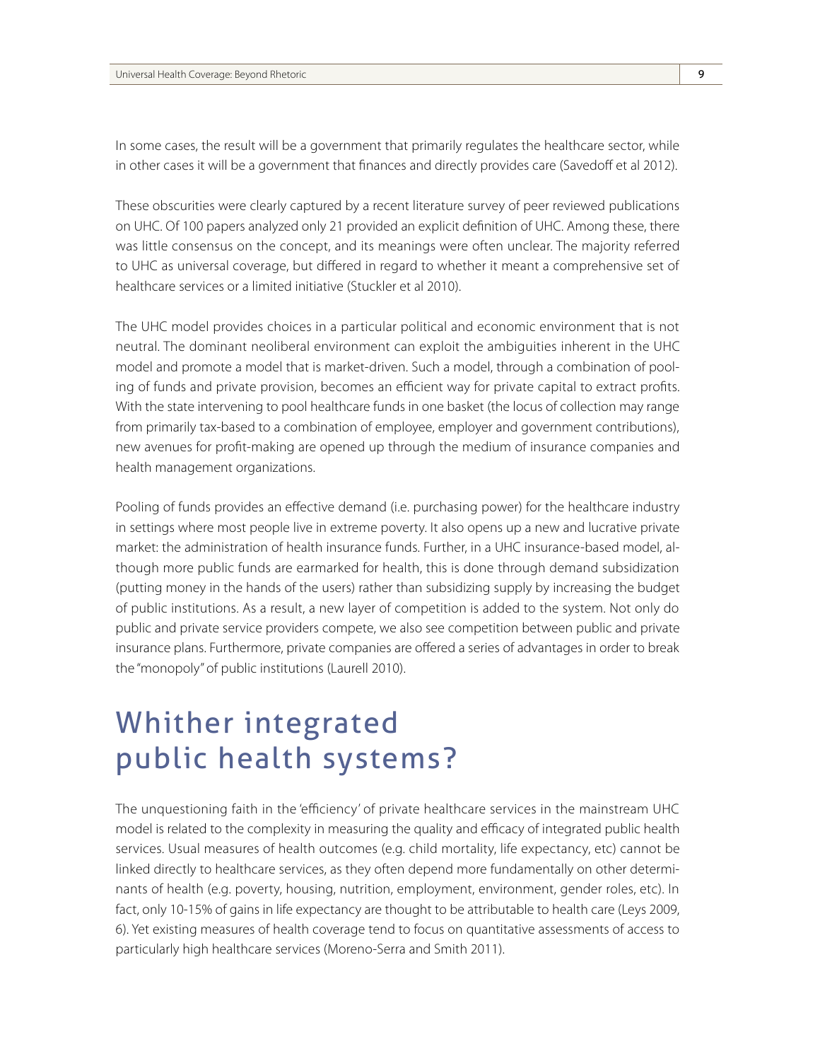In some cases, the result will be a government that primarily regulates the healthcare sector, while in other cases it will be a government that finances and directly provides care (Savedoff et al 2012).

These obscurities were clearly captured by a recent literature survey of peer reviewed publications on UHC. Of 100 papers analyzed only 21 provided an explicit definition of UHC. Among these, there was little consensus on the concept, and its meanings were often unclear. The majority referred to UHC as universal coverage, but differed in regard to whether it meant a comprehensive set of healthcare services or a limited initiative (Stuckler et al 2010).

The UHC model provides choices in a particular political and economic environment that is not neutral. The dominant neoliberal environment can exploit the ambiguities inherent in the UHC model and promote a model that is market-driven. Such a model, through a combination of pooling of funds and private provision, becomes an efficient way for private capital to extract profits. With the state intervening to pool healthcare funds in one basket (the locus of collection may range from primarily tax-based to a combination of employee, employer and government contributions), new avenues for profit-making are opened up through the medium of insurance companies and health management organizations.

Pooling of funds provides an effective demand (i.e. purchasing power) for the healthcare industry in settings where most people live in extreme poverty. It also opens up a new and lucrative private market: the administration of health insurance funds. Further, in a UHC insurance-based model, although more public funds are earmarked for health, this is done through demand subsidization (putting money in the hands of the users) rather than subsidizing supply by increasing the budget of public institutions. As a result, a new layer of competition is added to the system. Not only do public and private service providers compete, we also see competition between public and private insurance plans. Furthermore, private companies are offered a series of advantages in order to break the "monopoly" of public institutions (Laurell 2010).

## Whither integrated public health systems?

The unquestioning faith in the 'efficiency' of private healthcare services in the mainstream UHC model is related to the complexity in measuring the quality and efficacy of integrated public health services. Usual measures of health outcomes (e.g. child mortality, life expectancy, etc) cannot be linked directly to healthcare services, as they often depend more fundamentally on other determinants of health (e.g. poverty, housing, nutrition, employment, environment, gender roles, etc). In fact, only 10-15% of gains in life expectancy are thought to be attributable to health care (Leys 2009, 6). Yet existing measures of health coverage tend to focus on quantitative assessments of access to particularly high healthcare services (Moreno-Serra and Smith 2011).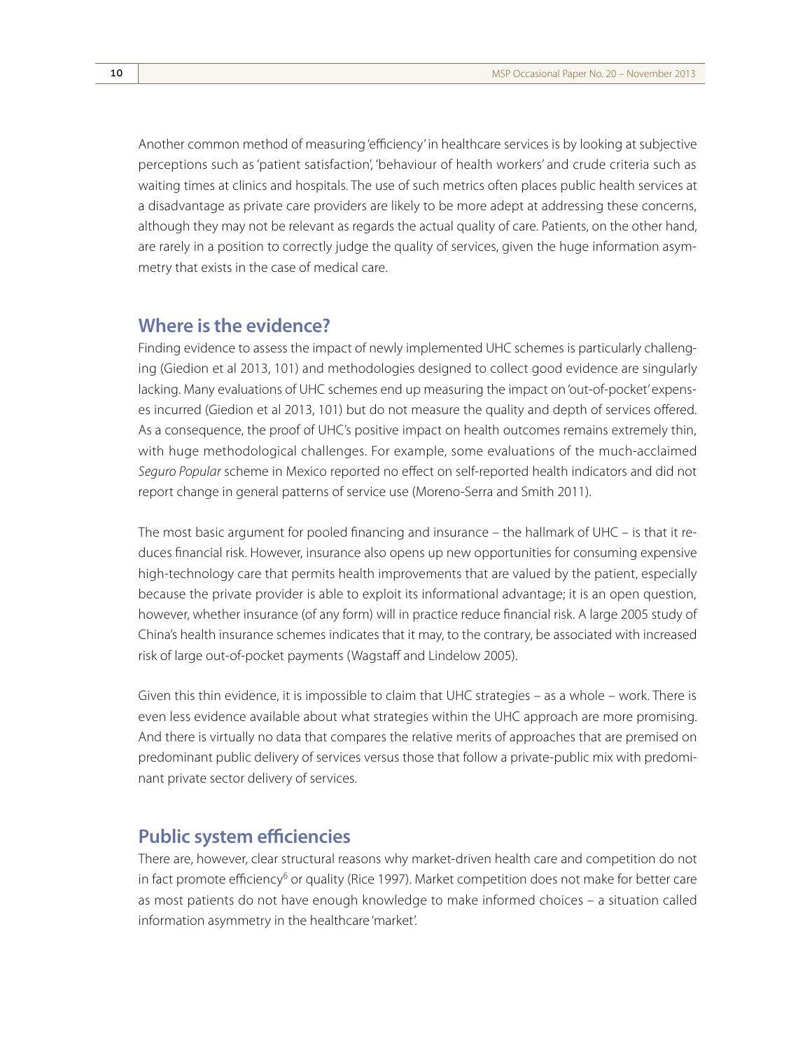Another common method of measuring 'efficiency' in healthcare services is by looking at subjective perceptions such as 'patient satisfaction', 'behaviour of health workers' and crude criteria such as waiting times at clinics and hospitals. The use of such metrics often places public health services at a disadvantage as private care providers are likely to be more adept at addressing these concerns, although they may not be relevant as regards the actual quality of care. Patients, on the other hand, are rarely in a position to correctly judge the quality of services, given the huge information asymmetry that exists in the case of medical care.

## Where is the evidence?

Finding evidence to assess the impact of newly implemented UHC schemes is particularly challenging (Giedion et al 2013, 101) and methodologies designed to collect good evidence are singularly lacking. Many evaluations of UHC schemes end up measuring the impact on 'out-of-pocket' expenses incurred (Giedion et al 2013, 101) but do not measure the quality and depth of services offered. As a consequence, the proof of UHC's positive impact on health outcomes remains extremely thin, with huge methodological challenges. For example, some evaluations of the much-acclaimed *Seguro Popular* scheme in Mexico reported no effect on self-reported health indicators and did not report change in general patterns of service use (Moreno-Serra and Smith 2011).

The most basic argument for pooled financing and insurance – the hallmark of UHC – is that it reduces financial risk. However, insurance also opens up new opportunities for consuming expensive high-technology care that permits health improvements that are valued by the patient, especially because the private provider is able to exploit its informational advantage; it is an open question, however, whether insurance (of any form) will in practice reduce financial risk. A large 2005 study of China's health insurance schemes indicates that it may, to the contrary, be associated with increased risk of large out-of-pocket payments (Wagstaff and Lindelow 2005).

Given this thin evidence, it is impossible to claim that UHC strategies – as a whole – work. There is even less evidence available about what strategies within the UHC approach are more promising. And there is virtually no data that compares the relative merits of approaches that are premised on predominant public delivery of services versus those that follow a private-public mix with predominant private sector delivery of services.

## Public system efficiencies

There are, however, clear structural reasons why market-driven health care and competition do not in fact promote efficiency[6] or quality (Rice 1997). Market competition does not make for better care as most patients do not have enough knowledge to make informed choices – a situation called information asymmetry in the healthcare 'market'.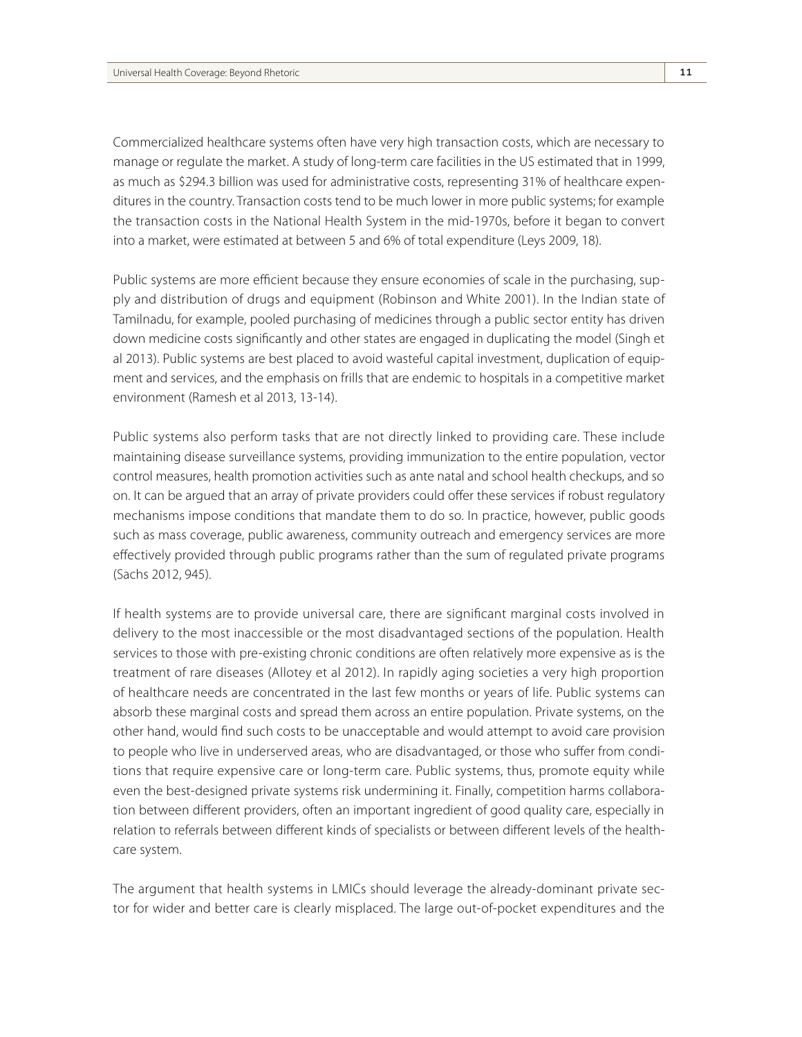Commercialized healthcare systems often have very high transaction costs, which are necessary to manage or regulate the market. A study of long-term care facilities in the US estimated that in 1999, as much as $294.3 billion was used for administrative costs, representing 31% of healthcare expenditures in the country. Transaction costs tend to be much lower in more public systems; for example the transaction costs in the National Health System in the mid-1970s, before it began to convert into a market, were estimated at between 5 and 6% of total expenditure (Leys 2009, 18).

Public systems are more efficient because they ensure economies of scale in the purchasing, supply and distribution of drugs and equipment (Robinson and White 2001). In the Indian state of Tamilnadu, for example, pooled purchasing of medicines through a public sector entity has driven down medicine costs significantly and other states are engaged in duplicating the model (Singh et al 2013). Public systems are best placed to avoid wasteful capital investment, duplication of equipment and services, and the emphasis on frills that are endemic to hospitals in a competitive market environment (Ramesh et al 2013, 13-14).

Public systems also perform tasks that are not directly linked to providing care. These include maintaining disease surveillance systems, providing immunization to the entire population, vector control measures, health promotion activities such as ante natal and school health checkups, and so on. It can be argued that an array of private providers could offer these services if robust regulatory mechanisms impose conditions that mandate them to do so. In practice, however, public goods such as mass coverage, public awareness, community outreach and emergency services are more effectively provided through public programs rather than the sum of regulated private programs (Sachs 2012, 945).

If health systems are to provide universal care, there are significant marginal costs involved in delivery to the most inaccessible or the most disadvantaged sections of the population. Health services to those with pre-existing chronic conditions are often relatively more expensive as is the treatment of rare diseases (Allotey et al 2012). In rapidly aging societies a very high proportion of healthcare needs are concentrated in the last few months or years of life. Public systems can absorb these marginal costs and spread them across an entire population. Private systems, on the other hand, would find such costs to be unacceptable and would attempt to avoid care provision to people who live in underserved areas, who are disadvantaged, or those who suffer from conditions that require expensive care or long-term care. Public systems, thus, promote equity while even the best-designed private systems risk undermining it. Finally, competition harms collaboration between different providers, often an important ingredient of good quality care, especially in relation to referrals between different kinds of specialists or between different levels of the healthcare system.

The argument that health systems in LMICs should leverage the already-dominant private sector for wider and better care is clearly misplaced. The large out-of-pocket expenditures and the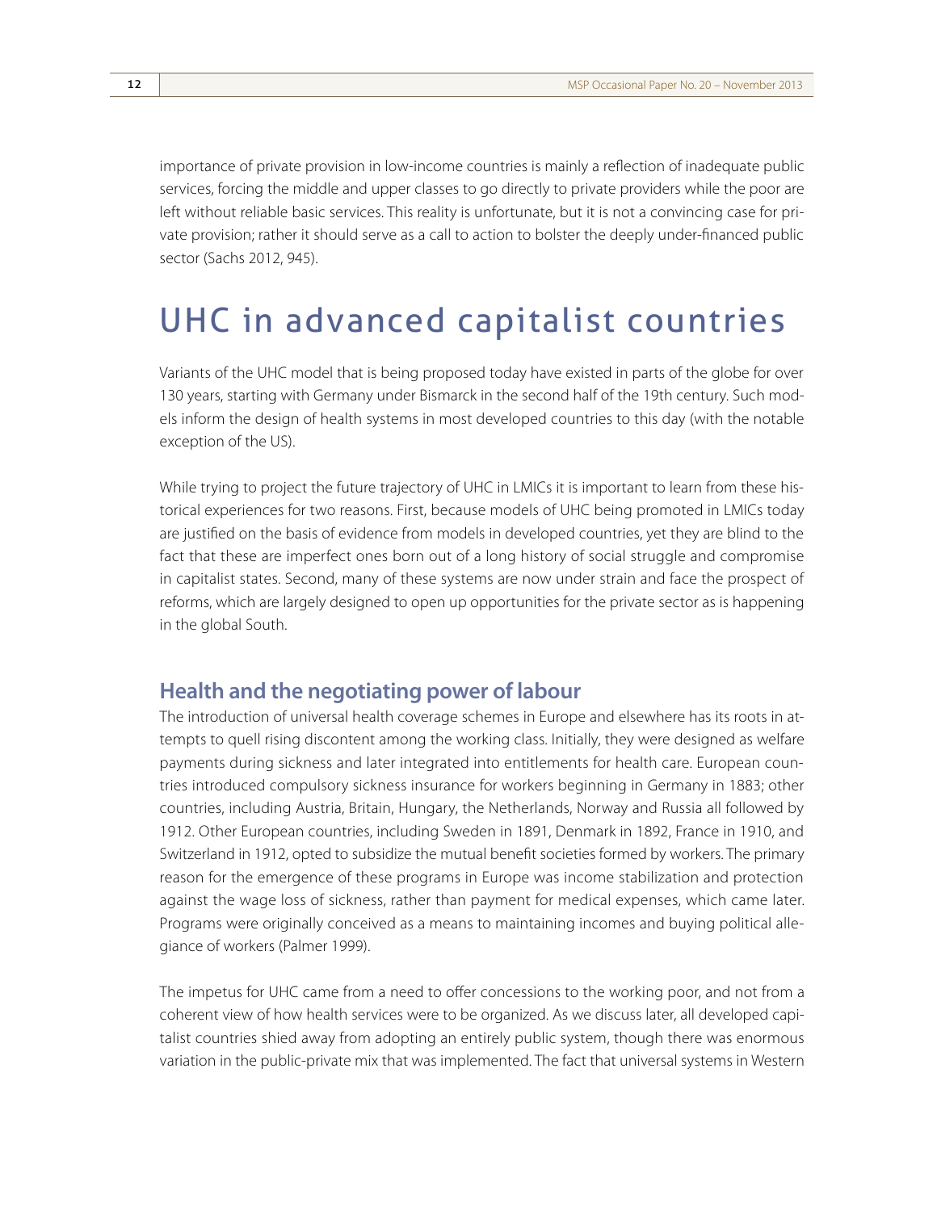importance of private provision in low-income countries is mainly a reflection of inadequate public services, forcing the middle and upper classes to go directly to private providers while the poor are left without reliable basic services. This reality is unfortunate, but it is not a convincing case for private provision; rather it should serve as a call to action to bolster the deeply under-financed public sector (Sachs 2012, 945).

# UHC in advanced capitalist countries

Variants of the UHC model that is being proposed today have existed in parts of the globe for over 130 years, starting with Germany under Bismarck in the second half of the 19th century. Such models inform the design of health systems in most developed countries to this day (with the notable exception of the US).

While trying to project the future trajectory of UHC in LMICs it is important to learn from these historical experiences for two reasons. First, because models of UHC being promoted in LMICs today are justified on the basis of evidence from models in developed countries, yet they are blind to the fact that these are imperfect ones born out of a long history of social struggle and compromise in capitalist states. Second, many of these systems are now under strain and face the prospect of reforms, which are largely designed to open up opportunities for the private sector as is happening in the global South.

## Health and the negotiating power of labour

The introduction of universal health coverage schemes in Europe and elsewhere has its roots in attempts to quell rising discontent among the working class. Initially, they were designed as welfare payments during sickness and later integrated into entitlements for health care. European countries introduced compulsory sickness insurance for workers beginning in Germany in 1883; other countries, including Austria, Britain, Hungary, the Netherlands, Norway and Russia all followed by 1912. Other European countries, including Sweden in 1891, Denmark in 1892, France in 1910, and Switzerland in 1912, opted to subsidize the mutual benefit societies formed by workers. The primary reason for the emergence of these programs in Europe was income stabilization and protection against the wage loss of sickness, rather than payment for medical expenses, which came later. Programs were originally conceived as a means to maintaining incomes and buying political allegiance of workers (Palmer 1999).

The impetus for UHC came from a need to offer concessions to the working poor, and not from a coherent view of how health services were to be organized. As we discuss later, all developed capitalist countries shied away from adopting an entirely public system, though there was enormous variation in the public-private mix that was implemented. The fact that universal systems in Western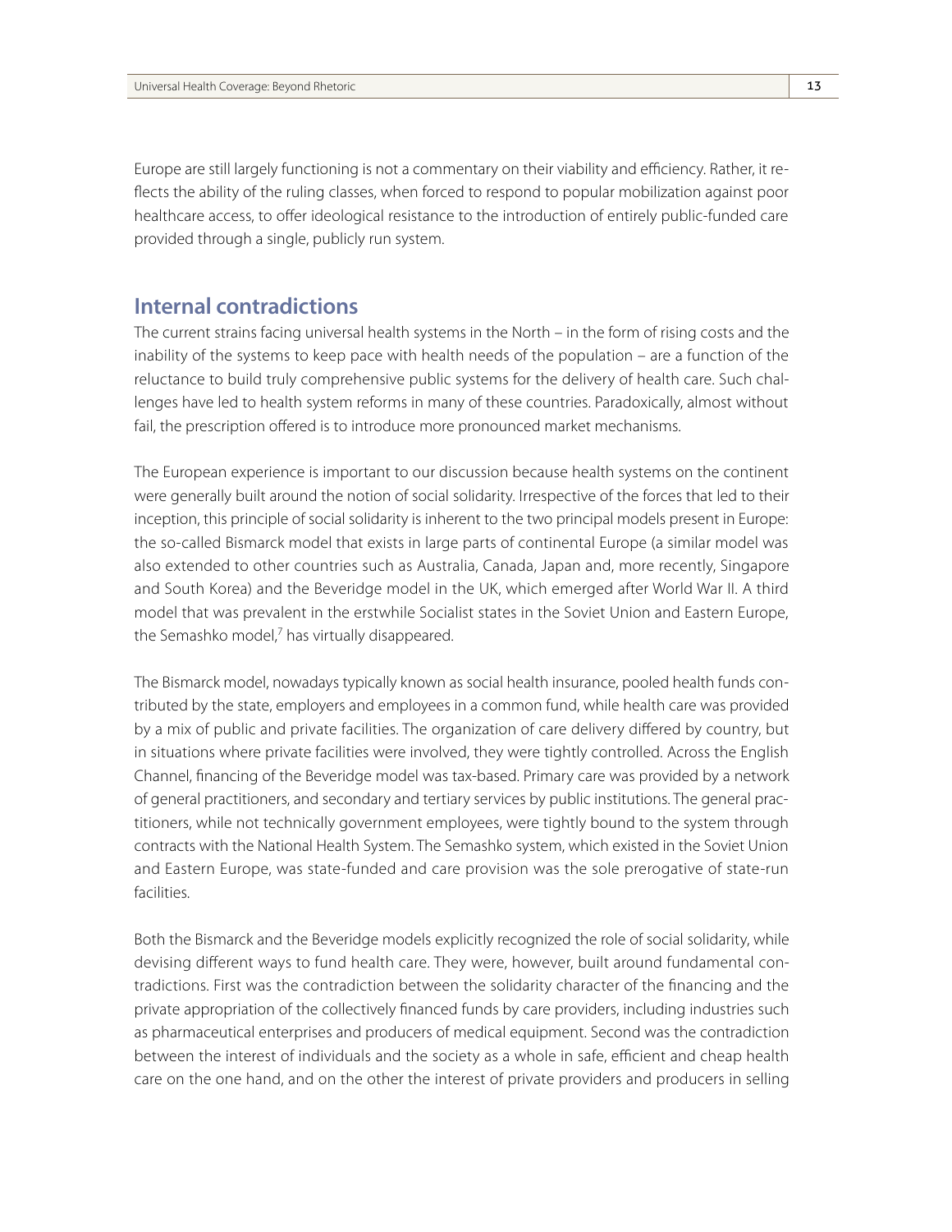Europe are still largely functioning is not a commentary on their viability and efficiency. Rather, it reflects the ability of the ruling classes, when forced to respond to popular mobilization against poor healthcare access, to offer ideological resistance to the introduction of entirely public-funded care provided through a single, publicly run system.

## Internal contradictions

The current strains facing universal health systems in the North – in the form of rising costs and the inability of the systems to keep pace with health needs of the population – are a function of the reluctance to build truly comprehensive public systems for the delivery of health care. Such challenges have led to health system reforms in many of these countries. Paradoxically, almost without fail, the prescription offered is to introduce more pronounced market mechanisms.

The European experience is important to our discussion because health systems on the continent were generally built around the notion of social solidarity. Irrespective of the forces that led to their inception, this principle of social solidarity is inherent to the two principal models present in Europe: the so-called Bismarck model that exists in large parts of continental Europe (a similar model was also extended to other countries such as Australia, Canada, Japan and, more recently, Singapore and South Korea) and the Beveridge model in the UK, which emerged after World War II. A third model that was prevalent in the erstwhile Socialist states in the Soviet Union and Eastern Europe, the Semashko model,[7] has virtually disappeared.

The Bismarck model, nowadays typically known as social health insurance, pooled health funds contributed by the state, employers and employees in a common fund, while health care was provided by a mix of public and private facilities. The organization of care delivery differed by country, but in situations where private facilities were involved, they were tightly controlled. Across the English Channel, financing of the Beveridge model was tax-based. Primary care was provided by a network of general practitioners, and secondary and tertiary services by public institutions. The general practitioners, while not technically government employees, were tightly bound to the system through contracts with the National Health System. The Semashko system, which existed in the Soviet Union and Eastern Europe, was state-funded and care provision was the sole prerogative of state-run facilities.

Both the Bismarck and the Beveridge models explicitly recognized the role of social solidarity, while devising different ways to fund health care. They were, however, built around fundamental contradictions. First was the contradiction between the solidarity character of the financing and the private appropriation of the collectively financed funds by care providers, including industries such as pharmaceutical enterprises and producers of medical equipment. Second was the contradiction between the interest of individuals and the society as a whole in safe, efficient and cheap health care on the one hand, and on the other the interest of private providers and producers in selling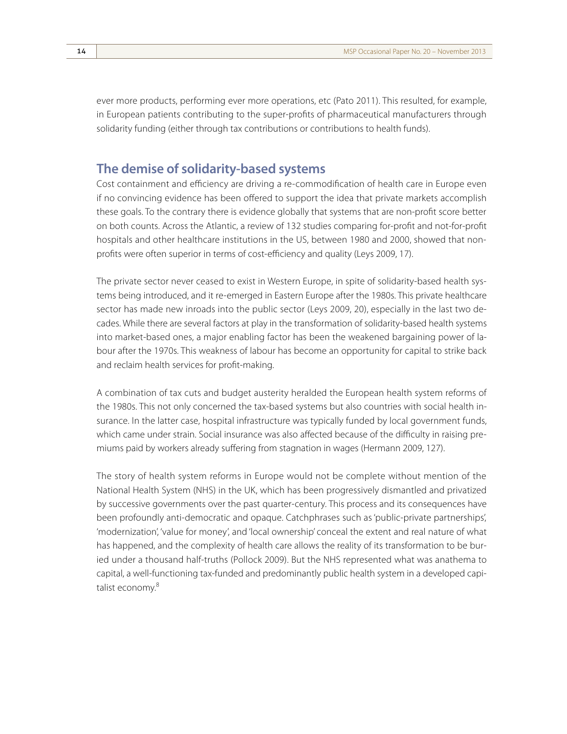ever more products, performing ever more operations, etc (Pato 2011). This resulted, for example, in European patients contributing to the super-profits of pharmaceutical manufacturers through solidarity funding (either through tax contributions or contributions to health funds).

## The demise of solidarity-based systems

Cost containment and efficiency are driving a re-commodification of health care in Europe even if no convincing evidence has been offered to support the idea that private markets accomplish these goals. To the contrary there is evidence globally that systems that are non-profit score better on both counts. Across the Atlantic, a review of 132 studies comparing for-profit and not-for-profit hospitals and other healthcare institutions in the US, between 1980 and 2000, showed that non-profits were often superior in terms of cost-efficiency and quality (Leys 2009, 17).

The private sector never ceased to exist in Western Europe, in spite of solidarity-based health systems being introduced, and it re-emerged in Eastern Europe after the 1980s. This private healthcare sector has made new inroads into the public sector (Leys 2009, 20), especially in the last two decades. While there are several factors at play in the transformation of solidarity-based health systems into market-based ones, a major enabling factor has been the weakened bargaining power of labour after the 1970s. This weakness of labour has become an opportunity for capital to strike back and reclaim health services for profit-making.

A combination of tax cuts and budget austerity heralded the European health system reforms of the 1980s. This not only concerned the tax-based systems but also countries with social health insurance. In the latter case, hospital infrastructure was typically funded by local government funds, which came under strain. Social insurance was also affected because of the difficulty in raising premiums paid by workers already suffering from stagnation in wages (Hermann 2009, 127).

The story of health system reforms in Europe would not be complete without mention of the National Health System (NHS) in the UK, which has been progressively dismantled and privatized by successive governments over the past quarter-century. This process and its consequences have been profoundly anti-democratic and opaque. Catchphrases such as 'public-private partnerships', 'modernization', 'value for money', and 'local ownership' conceal the extent and real nature of what has happened, and the complexity of health care allows the reality of its transformation to be buried under a thousand half-truths (Pollock 2009). But the NHS represented what was anathema to capital, a well-functioning tax-funded and predominantly public health system in a developed capitalist economy.[8]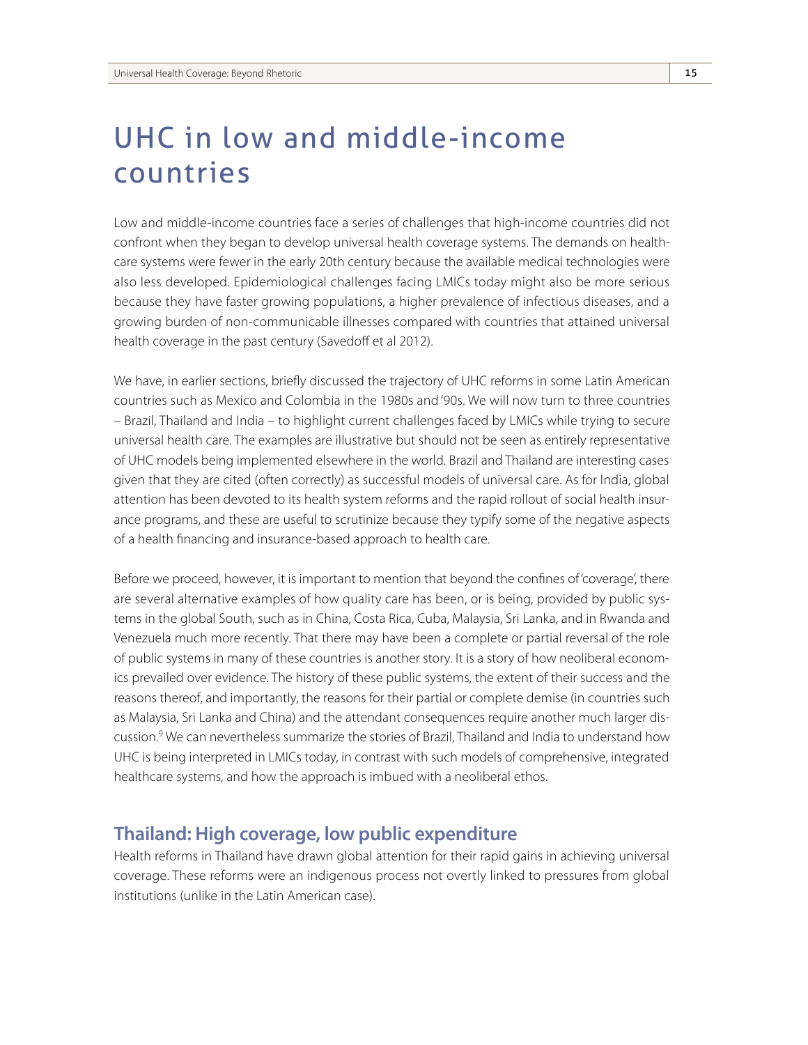# UHC in low and middle-income countries

Low and middle-income countries face a series of challenges that high-income countries did not confront when they began to develop universal health coverage systems. The demands on health-care systems were fewer in the early 20th century because the available medical technologies were also less developed. Epidemiological challenges facing LMICs today might also be more serious because they have faster growing populations, a higher prevalence of infectious diseases, and a growing burden of non-communicable illnesses compared with countries that attained universal health coverage in the past century (Savedoff et al 2012).

We have, in earlier sections, briefly discussed the trajectory of UHC reforms in some Latin American countries such as Mexico and Colombia in the 1980s and '90s. We will now turn to three countries – Brazil, Thailand and India – to highlight current challenges faced by LMICs while trying to secure universal health care. The examples are illustrative but should not be seen as entirely representative of UHC models being implemented elsewhere in the world. Brazil and Thailand are interesting cases given that they are cited (often correctly) as successful models of universal care. As for India, global attention has been devoted to its health system reforms and the rapid rollout of social health insurance programs, and these are useful to scrutinize because they typify some of the negative aspects of a health financing and insurance-based approach to health care.

Before we proceed, however, it is important to mention that beyond the confines of 'coverage', there are several alternative examples of how quality care has been, or is being, provided by public systems in the global South, such as in China, Costa Rica, Cuba, Malaysia, Sri Lanka, and in Rwanda and Venezuela much more recently. That there may have been a complete or partial reversal of the role of public systems in many of these countries is another story. It is a story of how neoliberal economics prevailed over evidence. The history of these public systems, the extent of their success and the reasons thereof, and importantly, the reasons for their partial or complete demise (in countries such as Malaysia, Sri Lanka and China) and the attendant consequences require another much larger discussion.[9] We can nevertheless summarize the stories of Brazil, Thailand and India to understand how UHC is being interpreted in LMICs today, in contrast with such models of comprehensive, integrated healthcare systems, and how the approach is imbued with a neoliberal ethos.

## Thailand: High coverage, low public expenditure

Health reforms in Thailand have drawn global attention for their rapid gains in achieving universal coverage. These reforms were an indigenous process not overtly linked to pressures from global institutions (unlike in the Latin American case).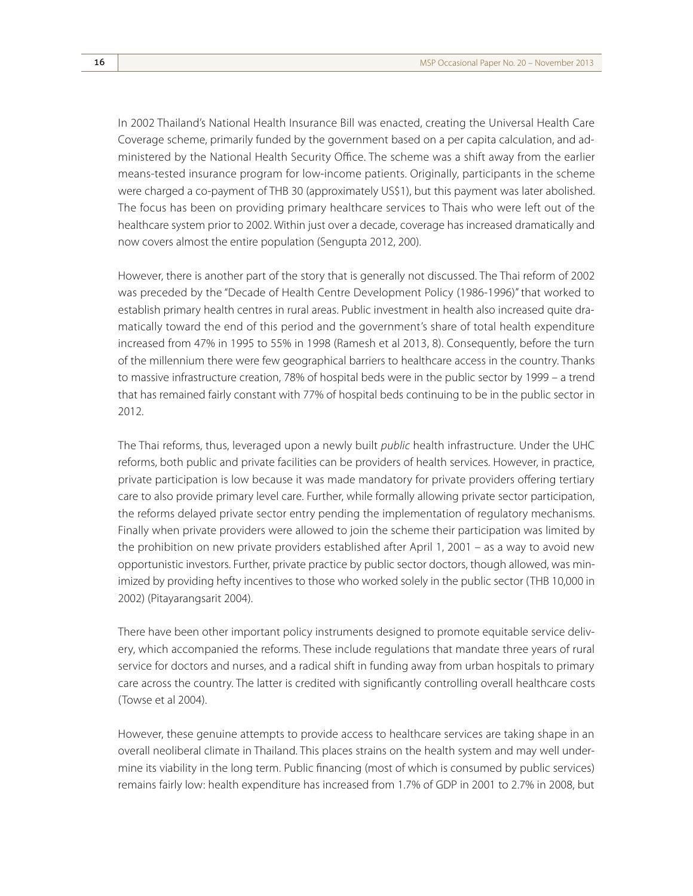In 2002 Thailand's National Health Insurance Bill was enacted, creating the Universal Health Care Coverage scheme, primarily funded by the government based on a per capita calculation, and administered by the National Health Security Office. The scheme was a shift away from the earlier means-tested insurance program for low-income patients. Originally, participants in the scheme were charged a co-payment of THB 30 (approximately US$1), but this payment was later abolished. The focus has been on providing primary healthcare services to Thais who were left out of the healthcare system prior to 2002. Within just over a decade, coverage has increased dramatically and now covers almost the entire population (Sengupta 2012, 200).

However, there is another part of the story that is generally not discussed. The Thai reform of 2002 was preceded by the "Decade of Health Centre Development Policy (1986-1996)" that worked to establish primary health centres in rural areas. Public investment in health also increased quite dramatically toward the end of this period and the government's share of total health expenditure increased from 47% in 1995 to 55% in 1998 (Ramesh et al 2013, 8). Consequently, before the turn of the millennium there were few geographical barriers to healthcare access in the country. Thanks to massive infrastructure creation, 78% of hospital beds were in the public sector by 1999 – a trend that has remained fairly constant with 77% of hospital beds continuing to be in the public sector in 2012.

The Thai reforms, thus, leveraged upon a newly built *public* health infrastructure. Under the UHC reforms, both public and private facilities can be providers of health services. However, in practice, private participation is low because it was made mandatory for private providers offering tertiary care to also provide primary level care. Further, while formally allowing private sector participation, the reforms delayed private sector entry pending the implementation of regulatory mechanisms. Finally when private providers were allowed to join the scheme their participation was limited by the prohibition on new private providers established after April 1, 2001 – as a way to avoid new opportunistic investors. Further, private practice by public sector doctors, though allowed, was minimized by providing hefty incentives to those who worked solely in the public sector (THB 10,000 in 2002) (Pitayarangsarit 2004).

There have been other important policy instruments designed to promote equitable service delivery, which accompanied the reforms. These include regulations that mandate three years of rural service for doctors and nurses, and a radical shift in funding away from urban hospitals to primary care across the country. The latter is credited with significantly controlling overall healthcare costs (Towse et al 2004).

However, these genuine attempts to provide access to healthcare services are taking shape in an overall neoliberal climate in Thailand. This places strains on the health system and may well undermine its viability in the long term. Public financing (most of which is consumed by public services) remains fairly low: health expenditure has increased from 1.7% of GDP in 2001 to 2.7% in 2008, but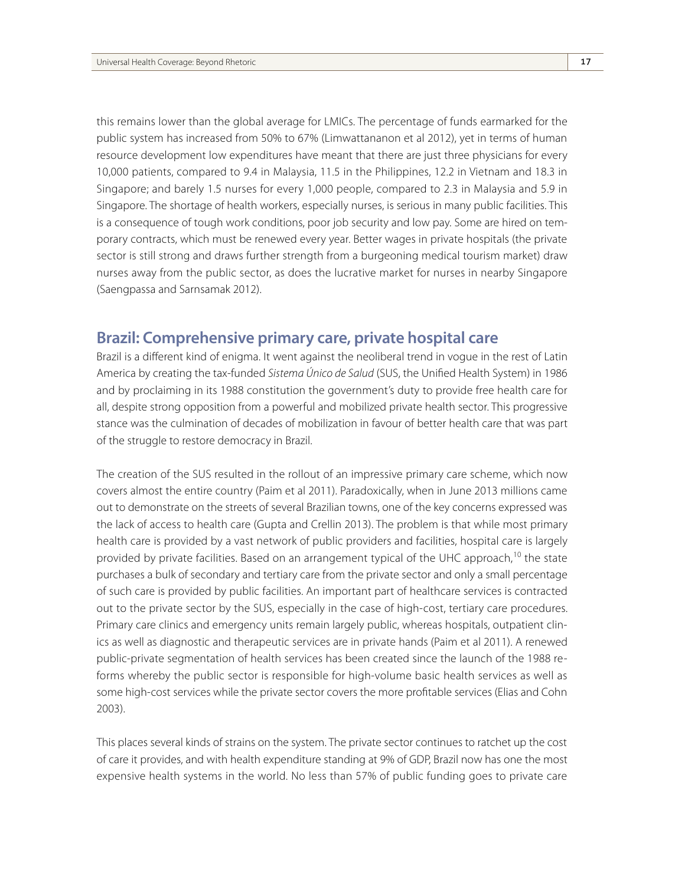this remains lower than the global average for LMICs. The percentage of funds earmarked for the public system has increased from 50% to 67% (Limwattananon et al 2012), yet in terms of human resource development low expenditures have meant that there are just three physicians for every 10,000 patients, compared to 9.4 in Malaysia, 11.5 in the Philippines, 12.2 in Vietnam and 18.3 in Singapore; and barely 1.5 nurses for every 1,000 people, compared to 2.3 in Malaysia and 5.9 in Singapore. The shortage of health workers, especially nurses, is serious in many public facilities. This is a consequence of tough work conditions, poor job security and low pay. Some are hired on temporary contracts, which must be renewed every year. Better wages in private hospitals (the private sector is still strong and draws further strength from a burgeoning medical tourism market) draw nurses away from the public sector, as does the lucrative market for nurses in nearby Singapore (Saengpassa and Sarnsamak 2012).

## Brazil: Comprehensive primary care, private hospital care

Brazil is a different kind of enigma. It went against the neoliberal trend in vogue in the rest of Latin America by creating the tax-funded *Sistema Único de Salud* (SUS, the Unified Health System) in 1986 and by proclaiming in its 1988 constitution the government's duty to provide free health care for all, despite strong opposition from a powerful and mobilized private health sector. This progressive stance was the culmination of decades of mobilization in favour of better health care that was part of the struggle to restore democracy in Brazil.

The creation of the SUS resulted in the rollout of an impressive primary care scheme, which now covers almost the entire country (Paim et al 2011). Paradoxically, when in June 2013 millions came out to demonstrate on the streets of several Brazilian towns, one of the key concerns expressed was the lack of access to health care (Gupta and Crellin 2013). The problem is that while most primary health care is provided by a vast network of public providers and facilities, hospital care is largely provided by private facilities. Based on an arrangement typical of the UHC approach,[10] the state purchases a bulk of secondary and tertiary care from the private sector and only a small percentage of such care is provided by public facilities. An important part of healthcare services is contracted out to the private sector by the SUS, especially in the case of high-cost, tertiary care procedures. Primary care clinics and emergency units remain largely public, whereas hospitals, outpatient clinics as well as diagnostic and therapeutic services are in private hands (Paim et al 2011). A renewed public-private segmentation of health services has been created since the launch of the 1988 reforms whereby the public sector is responsible for high-volume basic health services as well as some high-cost services while the private sector covers the more profitable services (Elias and Cohn 2003).

This places several kinds of strains on the system. The private sector continues to ratchet up the cost of care it provides, and with health expenditure standing at 9% of GDP, Brazil now has one the most expensive health systems in the world. No less than 57% of public funding goes to private care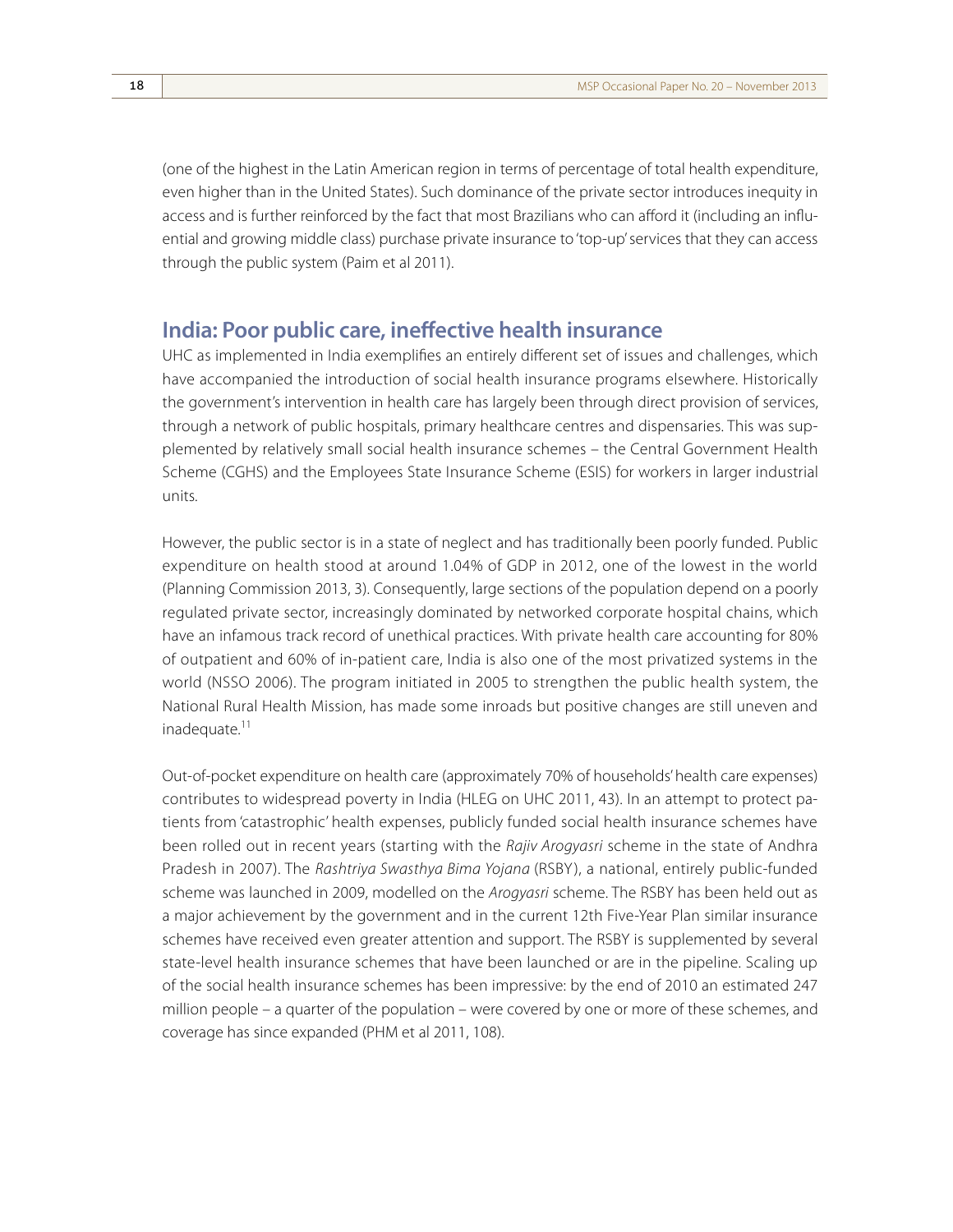(one of the highest in the Latin American region in terms of percentage of total health expenditure, even higher than in the United States). Such dominance of the private sector introduces inequity in access and is further reinforced by the fact that most Brazilians who can afford it (including an influential and growing middle class) purchase private insurance to 'top-up' services that they can access through the public system (Paim et al 2011).

## India: Poor public care, ineffective health insurance

UHC as implemented in India exemplifies an entirely different set of issues and challenges, which have accompanied the introduction of social health insurance programs elsewhere. Historically the government's intervention in health care has largely been through direct provision of services, through a network of public hospitals, primary healthcare centres and dispensaries. This was supplemented by relatively small social health insurance schemes – the Central Government Health Scheme (CGHS) and the Employees State Insurance Scheme (ESIS) for workers in larger industrial units.

However, the public sector is in a state of neglect and has traditionally been poorly funded. Public expenditure on health stood at around 1.04% of GDP in 2012, one of the lowest in the world (Planning Commission 2013, 3). Consequently, large sections of the population depend on a poorly regulated private sector, increasingly dominated by networked corporate hospital chains, which have an infamous track record of unethical practices. With private health care accounting for 80% of outpatient and 60% of in-patient care, India is also one of the most privatized systems in the world (NSSO 2006). The program initiated in 2005 to strengthen the public health system, the National Rural Health Mission, has made some inroads but positive changes are still uneven and inadequate.[11]

Out-of-pocket expenditure on health care (approximately 70% of households' health care expenses) contributes to widespread poverty in India (HLEG on UHC 2011, 43). In an attempt to protect patients from 'catastrophic' health expenses, publicly funded social health insurance schemes have been rolled out in recent years (starting with the *Rajiv Arogyasri* scheme in the state of Andhra Pradesh in 2007). The *Rashtriya Swasthya Bima Yojana* (RSBY), a national, entirely public-funded scheme was launched in 2009, modelled on the *Arogyasri* scheme. The RSBY has been held out as a major achievement by the government and in the current 12th Five-Year Plan similar insurance schemes have received even greater attention and support. The RSBY is supplemented by several state-level health insurance schemes that have been launched or are in the pipeline. Scaling up of the social health insurance schemes has been impressive: by the end of 2010 an estimated 247 million people – a quarter of the population – were covered by one or more of these schemes, and coverage has since expanded (PHM et al 2011, 108).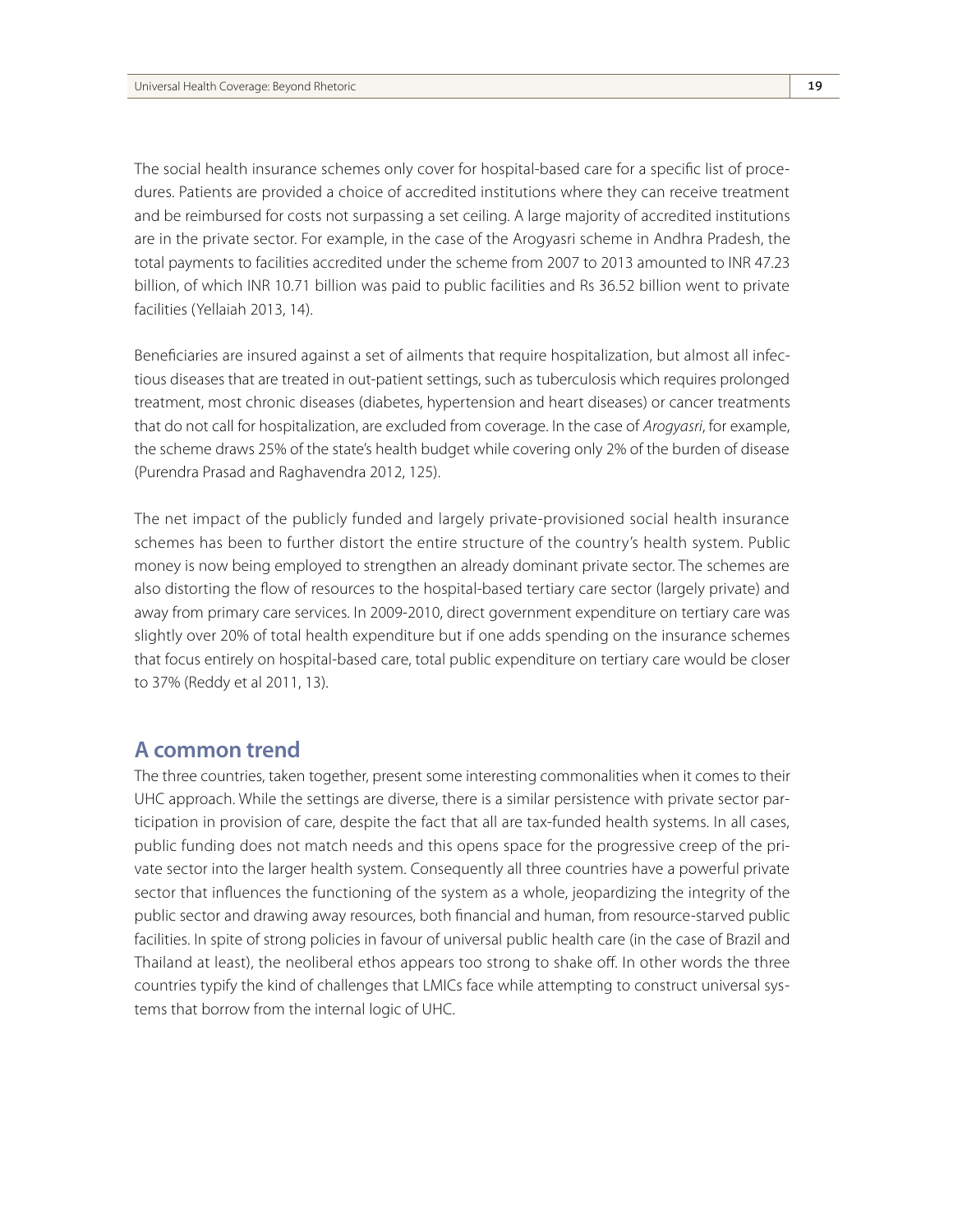The social health insurance schemes only cover for hospital-based care for a specific list of procedures. Patients are provided a choice of accredited institutions where they can receive treatment and be reimbursed for costs not surpassing a set ceiling. A large majority of accredited institutions are in the private sector. For example, in the case of the Arogyasri scheme in Andhra Pradesh, the total payments to facilities accredited under the scheme from 2007 to 2013 amounted to INR 47.23 billion, of which INR 10.71 billion was paid to public facilities and Rs 36.52 billion went to private facilities (Yellaiah 2013, 14).

Beneficiaries are insured against a set of ailments that require hospitalization, but almost all infectious diseases that are treated in out-patient settings, such as tuberculosis which requires prolonged treatment, most chronic diseases (diabetes, hypertension and heart diseases) or cancer treatments that do not call for hospitalization, are excluded from coverage. In the case of *Arogyasri*, for example, the scheme draws 25% of the state's health budget while covering only 2% of the burden of disease (Purendra Prasad and Raghavendra 2012, 125).

The net impact of the publicly funded and largely private-provisioned social health insurance schemes has been to further distort the entire structure of the country's health system. Public money is now being employed to strengthen an already dominant private sector. The schemes are also distorting the flow of resources to the hospital-based tertiary care sector (largely private) and away from primary care services. In 2009-2010, direct government expenditure on tertiary care was slightly over 20% of total health expenditure but if one adds spending on the insurance schemes that focus entirely on hospital-based care, total public expenditure on tertiary care would be closer to 37% (Reddy et al 2011, 13).

## A common trend

The three countries, taken together, present some interesting commonalities when it comes to their UHC approach. While the settings are diverse, there is a similar persistence with private sector participation in provision of care, despite the fact that all are tax-funded health systems. In all cases, public funding does not match needs and this opens space for the progressive creep of the private sector into the larger health system. Consequently all three countries have a powerful private sector that influences the functioning of the system as a whole, jeopardizing the integrity of the public sector and drawing away resources, both financial and human, from resource-starved public facilities. In spite of strong policies in favour of universal public health care (in the case of Brazil and Thailand at least), the neoliberal ethos appears too strong to shake off. In other words the three countries typify the kind of challenges that LMICs face while attempting to construct universal systems that borrow from the internal logic of UHC.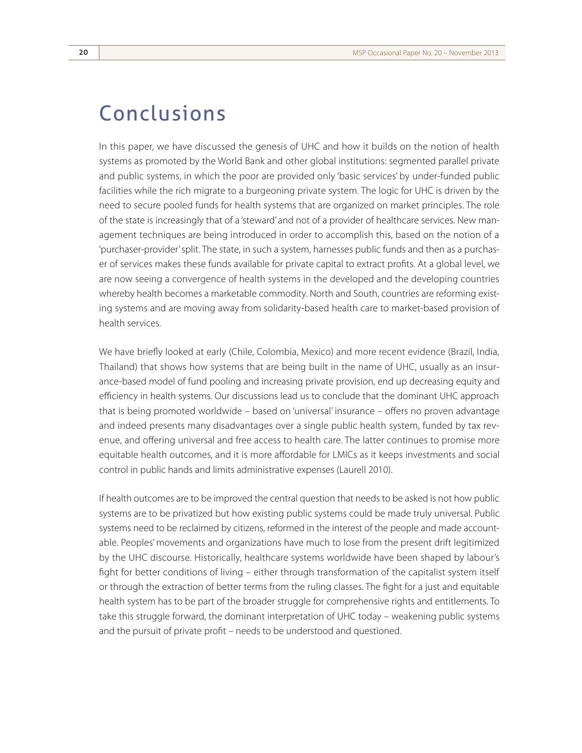# Conclusions

In this paper, we have discussed the genesis of UHC and how it builds on the notion of health systems as promoted by the World Bank and other global institutions: segmented parallel private and public systems, in which the poor are provided only 'basic services' by under-funded public facilities while the rich migrate to a burgeoning private system. The logic for UHC is driven by the need to secure pooled funds for health systems that are organized on market principles. The role of the state is increasingly that of a 'steward' and not of a provider of healthcare services. New management techniques are being introduced in order to accomplish this, based on the notion of a 'purchaser-provider' split. The state, in such a system, harnesses public funds and then as a purchaser of services makes these funds available for private capital to extract profits. At a global level, we are now seeing a convergence of health systems in the developed and the developing countries whereby health becomes a marketable commodity. North and South, countries are reforming existing systems and are moving away from solidarity-based health care to market-based provision of health services.

We have briefly looked at early (Chile, Colombia, Mexico) and more recent evidence (Brazil, India, Thailand) that shows how systems that are being built in the name of UHC, usually as an insurance-based model of fund pooling and increasing private provision, end up decreasing equity and efficiency in health systems. Our discussions lead us to conclude that the dominant UHC approach that is being promoted worldwide – based on 'universal' insurance – offers no proven advantage and indeed presents many disadvantages over a single public health system, funded by tax revenue, and offering universal and free access to health care. The latter continues to promise more equitable health outcomes, and it is more affordable for LMICs as it keeps investments and social control in public hands and limits administrative expenses (Laurell 2010).

If health outcomes are to be improved the central question that needs to be asked is not how public systems are to be privatized but how existing public systems could be made truly universal. Public systems need to be reclaimed by citizens, reformed in the interest of the people and made accountable. Peoples' movements and organizations have much to lose from the present drift legitimized by the UHC discourse. Historically, healthcare systems worldwide have been shaped by labour's fight for better conditions of living – either through transformation of the capitalist system itself or through the extraction of better terms from the ruling classes. The fight for a just and equitable health system has to be part of the broader struggle for comprehensive rights and entitlements. To take this struggle forward, the dominant interpretation of UHC today – weakening public systems and the pursuit of private profit – needs to be understood and questioned.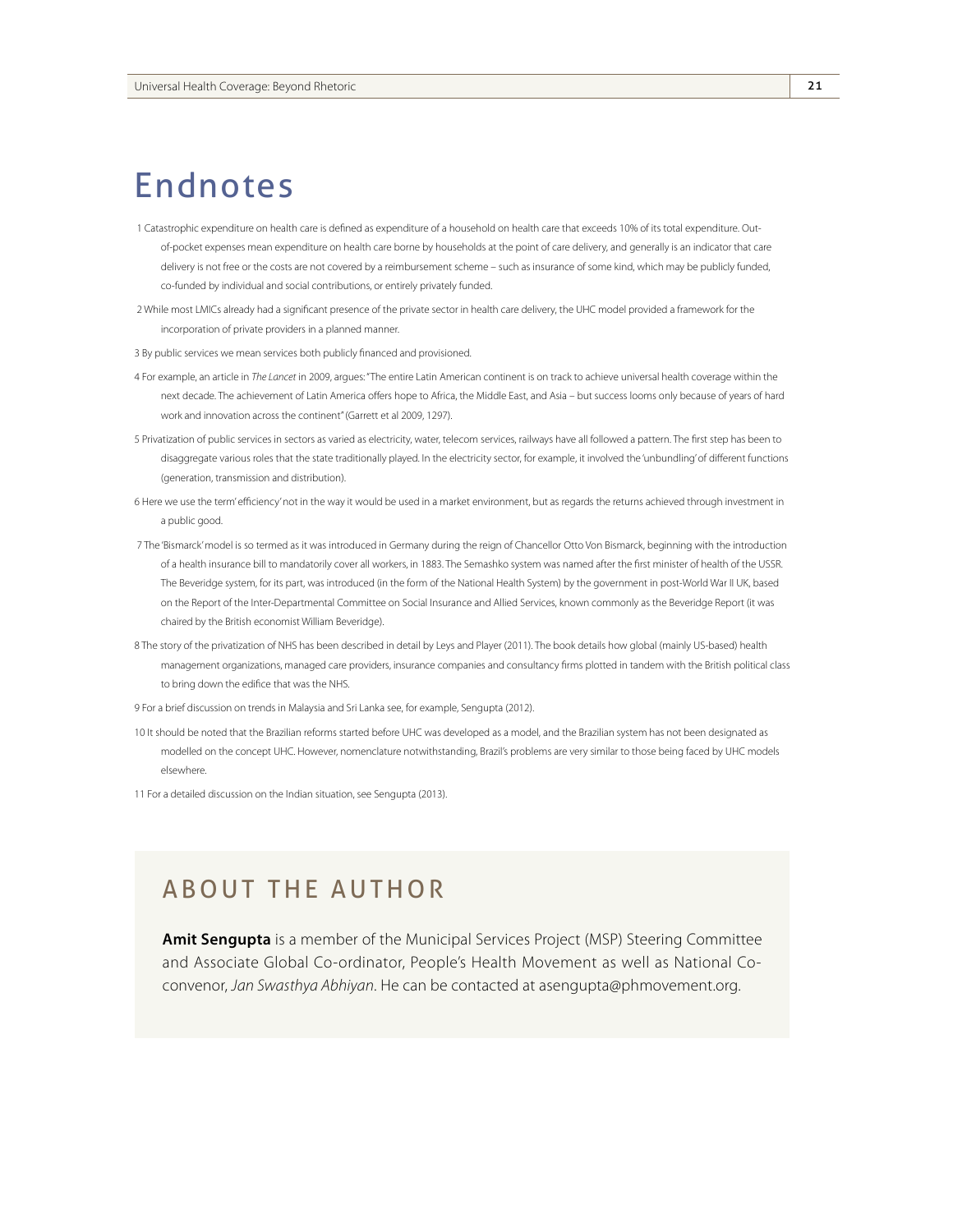# Endnotes

1 Catastrophic expenditure on health care is defined as expenditure of a household on health care that exceeds 10% of its total expenditure. Out-of-pocket expenses mean expenditure on health care borne by households at the point of care delivery, and generally is an indicator that care delivery is not free or the costs are not covered by a reimbursement scheme – such as insurance of some kind, which may be publicly funded, co-funded by individual and social contributions, or entirely privately funded.

2 While most LMICs already had a significant presence of the private sector in health care delivery, the UHC model provided a framework for the incorporation of private providers in a planned manner.

3 By public services we mean services both publicly financed and provisioned.

4 For example, an article in *The Lancet* in 2009, argues: "The entire Latin American continent is on track to achieve universal health coverage within the next decade. The achievement of Latin America offers hope to Africa, the Middle East, and Asia – but success looms only because of years of hard work and innovation across the continent" (Garrett et al 2009, 1297).

5 Privatization of public services in sectors as varied as electricity, water, telecom services, railways have all followed a pattern. The first step has been to disaggregate various roles that the state traditionally played. In the electricity sector, for example, it involved the 'unbundling' of different functions (generation, transmission and distribution).

6 Here we use the term 'efficiency' not in the way it would be used in a market environment, but as regards the returns achieved through investment in a public good.

7 The 'Bismarck' model is so termed as it was introduced in Germany during the reign of Chancellor Otto Von Bismarck, beginning with the introduction of a health insurance bill to mandatorily cover all workers, in 1883. The Semashko system was named after the first minister of health of the USSR. The Beveridge system, for its part, was introduced (in the form of the National Health System) by the government in post-World War II UK, based on the Report of the Inter-Departmental Committee on Social Insurance and Allied Services, known commonly as the Beveridge Report (it was chaired by the British economist William Beveridge).

8 The story of the privatization of NHS has been described in detail by Leys and Player (2011). The book details how global (mainly US-based) health management organizations, managed care providers, insurance companies and consultancy firms plotted in tandem with the British political class to bring down the edifice that was the NHS.

9 For a brief discussion on trends in Malaysia and Sri Lanka see, for example, Sengupta (2012).

10 It should be noted that the Brazilian reforms started before UHC was developed as a model, and the Brazilian system has not been designated as modelled on the concept UHC. However, nomenclature notwithstanding, Brazil's problems are very similar to those being faced by UHC models elsewhere.

11 For a detailed discussion on the Indian situation, see Sengupta (2013).

## ABOUT THE AUTHOR

**Amit Sengupta** is a member of the Municipal Services Project (MSP) Steering Committee and Associate Global Co-ordinator, People's Health Movement as well as National Co-convenor, *Jan Swasthya Abhiyan*. He can be contacted at asengupta@phmovement.org.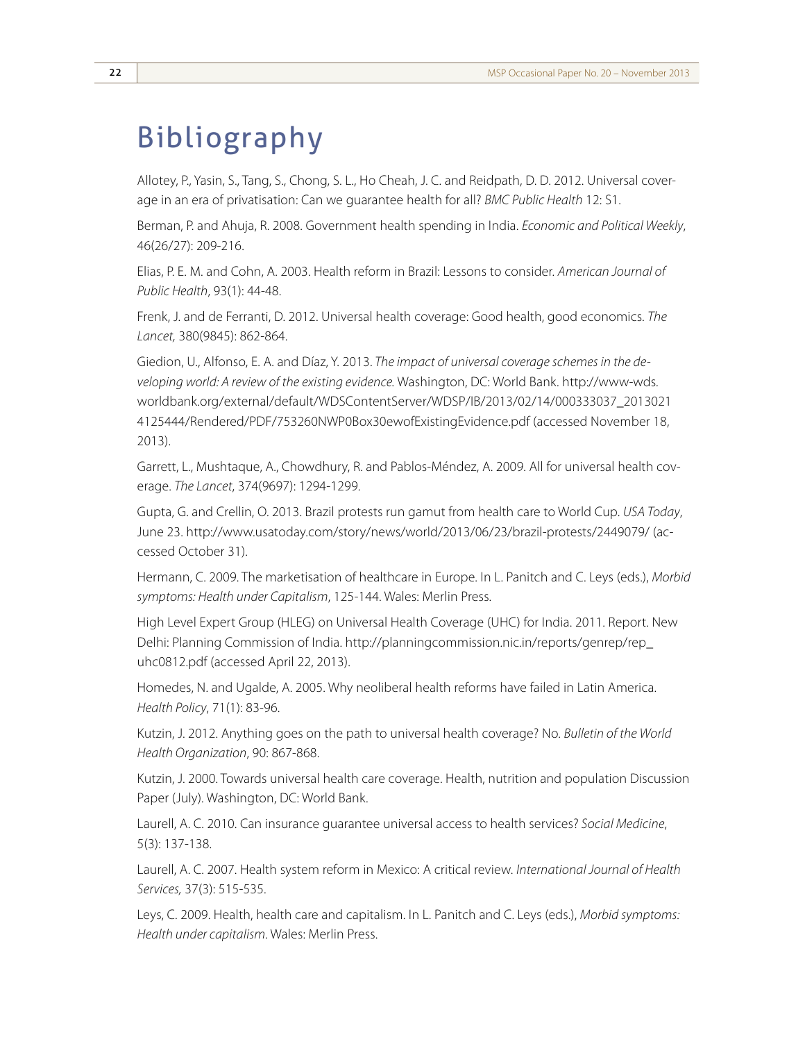# Bibliography

Allotey, P., Yasin, S., Tang, S., Chong, S. L., Ho Cheah, J. C. and Reidpath, D. D. 2012. Universal coverage in an era of privatisation: Can we guarantee health for all? *BMC Public Health* 12: S1.

Berman, P. and Ahuja, R. 2008. Government health spending in India. *Economic and Political Weekly*, 46(26/27): 209-216.

Elias, P. E. M. and Cohn, A. 2003. Health reform in Brazil: Lessons to consider. *American Journal of Public Health*, 93(1): 44-48.

Frenk, J. and de Ferranti, D. 2012. Universal health coverage: Good health, good economics. *The Lancet,* 380(9845): 862-864.

Giedion, U., Alfonso, E. A. and Díaz, Y. 2013. *The impact of universal coverage schemes in the developing world: A review of the existing evidence.* Washington, DC: World Bank. http://www-wds.worldbank.org/external/default/WDSContentServer/WDSP/IB/2013/02/14/000333037_20130214125444/Rendered/PDF/753260NWP0Box30ewofExistingEvidence.pdf (accessed November 18, 2013).

Garrett, L., Mushtaque, A., Chowdhury, R. and Pablos-Méndez, A. 2009. All for universal health coverage. *The Lancet*, 374(9697): 1294-1299.

Gupta, G. and Crellin, O. 2013. Brazil protests run gamut from health care to World Cup. *USA Today*, June 23. http://www.usatoday.com/story/news/world/2013/06/23/brazil-protests/2449079/ (accessed October 31).

Hermann, C. 2009. The marketisation of healthcare in Europe. In L. Panitch and C. Leys (eds.), *Morbid symptoms: Health under Capitalism*, 125-144. Wales: Merlin Press.

High Level Expert Group (HLEG) on Universal Health Coverage (UHC) for India. 2011. Report. New Delhi: Planning Commission of India. http://planningcommission.nic.in/reports/genrep/rep_uhc0812.pdf (accessed April 22, 2013).

Homedes, N. and Ugalde, A. 2005. Why neoliberal health reforms have failed in Latin America. *Health Policy*, 71(1): 83-96.

Kutzin, J. 2012. Anything goes on the path to universal health coverage? No. *Bulletin of the World Health Organization*, 90: 867-868.

Kutzin, J. 2000. Towards universal health care coverage. Health, nutrition and population Discussion Paper (July). Washington, DC: World Bank.

Laurell, A. C. 2010. Can insurance guarantee universal access to health services? *Social Medicine*, 5(3): 137-138.

Laurell, A. C. 2007. Health system reform in Mexico: A critical review. *International Journal of Health Services,* 37(3): 515-535.

Leys, C. 2009. Health, health care and capitalism. In L. Panitch and C. Leys (eds.), *Morbid symptoms: Health under capitalism*. Wales: Merlin Press.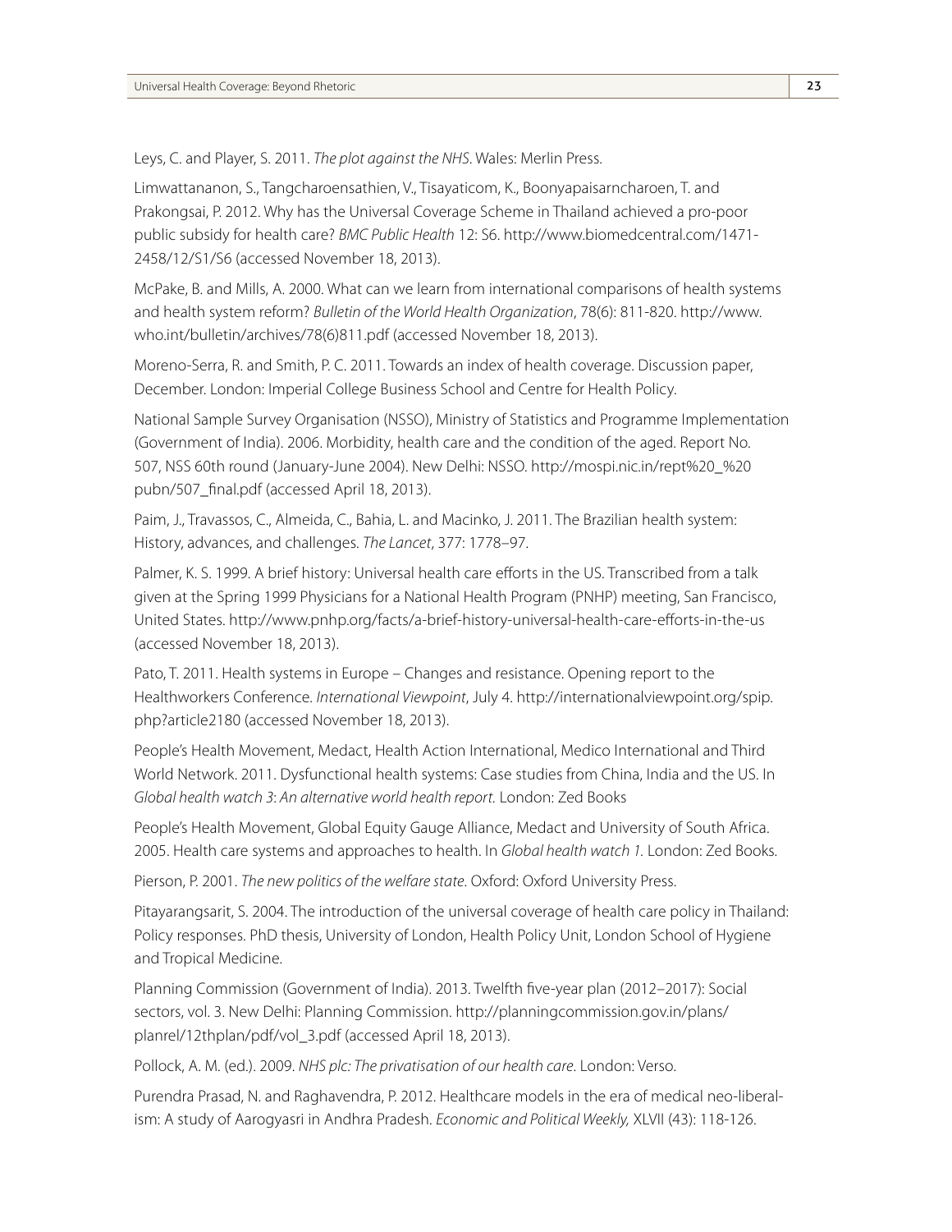Leys, C. and Player, S. 2011. *The plot against the NHS*. Wales: Merlin Press.

Limwattananon, S., Tangcharoensathien, V., Tisayaticom, K., Boonyapaisarncharoen, T. and Prakongsai, P. 2012. Why has the Universal Coverage Scheme in Thailand achieved a pro-poor public subsidy for health care? *BMC Public Health* 12: S6. http://www.biomedcentral.com/1471-2458/12/S1/S6 (accessed November 18, 2013).

McPake, B. and Mills, A. 2000. What can we learn from international comparisons of health systems and health system reform? *Bulletin of the World Health Organization*, 78(6): 811-820. http://www.who.int/bulletin/archives/78(6)811.pdf (accessed November 18, 2013).

Moreno-Serra, R. and Smith, P. C. 2011. Towards an index of health coverage. Discussion paper, December. London: Imperial College Business School and Centre for Health Policy.

National Sample Survey Organisation (NSSO), Ministry of Statistics and Programme Implementation (Government of India). 2006. Morbidity, health care and the condition of the aged. Report No. 507, NSS 60th round (January-June 2004). New Delhi: NSSO. http://mospi.nic.in/rept%20_%20pubn/507_final.pdf (accessed April 18, 2013).

Paim, J., Travassos, C., Almeida, C., Bahia, L. and Macinko, J. 2011. The Brazilian health system: History, advances, and challenges. *The Lancet*, 377: 1778–97.

Palmer, K. S. 1999. A brief history: Universal health care efforts in the US. Transcribed from a talk given at the Spring 1999 Physicians for a National Health Program (PNHP) meeting, San Francisco, United States. http://www.pnhp.org/facts/a-brief-history-universal-health-care-efforts-in-the-us (accessed November 18, 2013).

Pato, T. 2011. Health systems in Europe – Changes and resistance. Opening report to the Healthworkers Conference. *International Viewpoint*, July 4. http://internationalviewpoint.org/spip.php?article2180 (accessed November 18, 2013).

People's Health Movement, Medact, Health Action International, Medico International and Third World Network. 2011. Dysfunctional health systems: Case studies from China, India and the US. In *Global health watch 3*: *An alternative world health report*. London: Zed Books

People's Health Movement, Global Equity Gauge Alliance, Medact and University of South Africa. 2005. Health care systems and approaches to health. In *Global health watch 1*. London: Zed Books.

Pierson, P. 2001. *The new politics of the welfare state*. Oxford: Oxford University Press.

Pitayarangsarit, S. 2004. The introduction of the universal coverage of health care policy in Thailand: Policy responses. PhD thesis, University of London, Health Policy Unit, London School of Hygiene and Tropical Medicine.

Planning Commission (Government of India). 2013. Twelfth five-year plan (2012–2017): Social sectors, vol. 3. New Delhi: Planning Commission. http://planningcommission.gov.in/plans/planrel/12thplan/pdf/vol_3.pdf (accessed April 18, 2013).

Pollock, A. M. (ed.). 2009. *NHS plc: The privatisation of our health care*. London: Verso.

Purendra Prasad, N. and Raghavendra, P. 2012. Healthcare models in the era of medical neo-liberalism: A study of Aarogyasri in Andhra Pradesh. *Economic and Political Weekly,* XLVII (43): 118-126.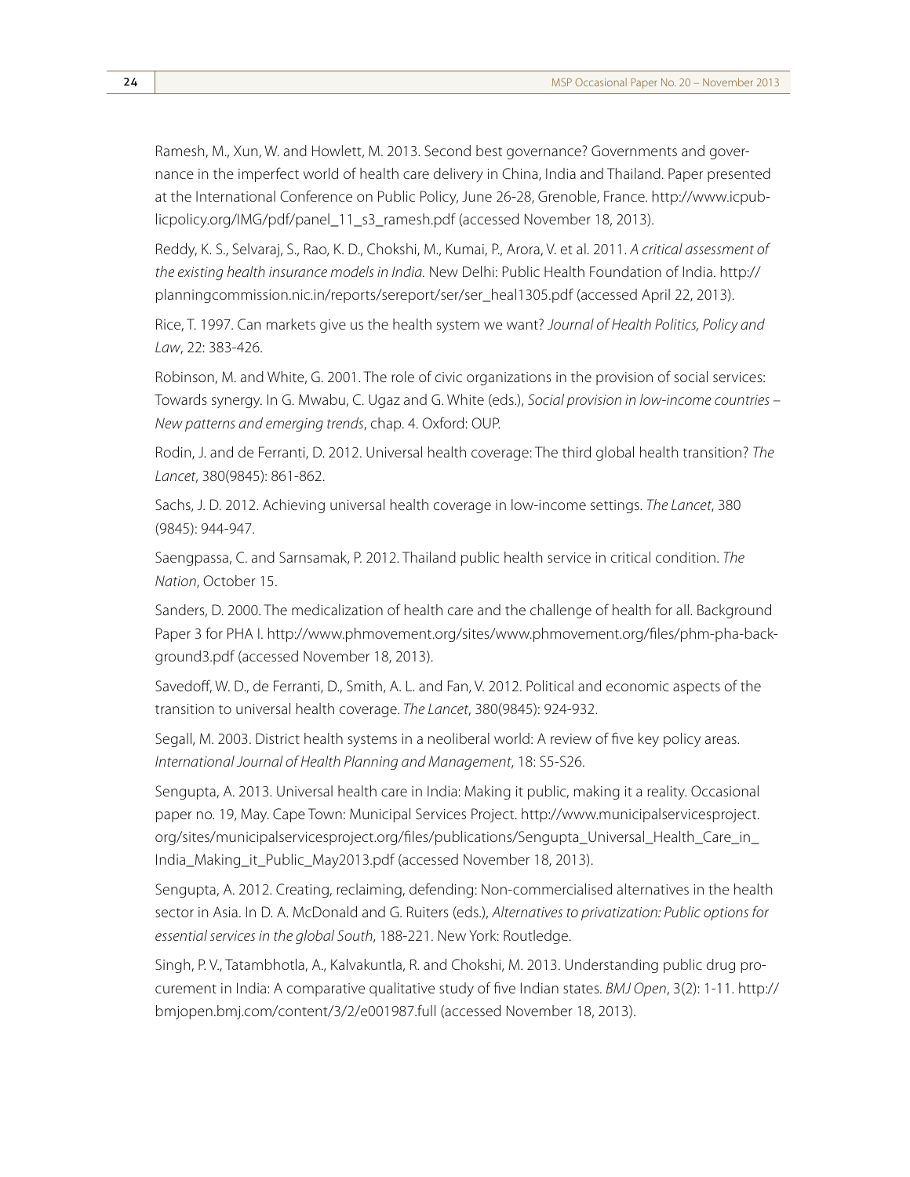Ramesh, M., Xun, W. and Howlett, M. 2013. Second best governance? Governments and governance in the imperfect world of health care delivery in China, India and Thailand. Paper presented at the International Conference on Public Policy, June 26-28, Grenoble, France. http://www.icpublicpolicy.org/IMG/pdf/panel_11_s3_ramesh.pdf (accessed November 18, 2013).

Reddy, K. S., Selvaraj, S., Rao, K. D., Chokshi, M., Kumai, P., Arora, V. et al. 2011. *A critical assessment of the existing health insurance models in India.* New Delhi: Public Health Foundation of India. http://planningcommission.nic.in/reports/sereport/ser/ser_heal1305.pdf (accessed April 22, 2013).

Rice, T. 1997. Can markets give us the health system we want? *Journal of Health Politics, Policy and Law*, 22: 383-426.

Robinson, M. and White, G. 2001. The role of civic organizations in the provision of social services: Towards synergy. In G. Mwabu, C. Ugaz and G. White (eds.), *Social provision in low-income countries – New patterns and emerging trends*, chap. 4. Oxford: OUP.

Rodin, J. and de Ferranti, D. 2012. Universal health coverage: The third global health transition? *The Lancet*, 380(9845): 861-862.

Sachs, J. D. 2012. Achieving universal health coverage in low-income settings. *The Lancet*, 380 (9845): 944-947.

Saengpassa, C. and Sarnsamak, P. 2012. Thailand public health service in critical condition. *The Nation*, October 15.

Sanders, D. 2000. The medicalization of health care and the challenge of health for all. Background Paper 3 for PHA I. http://www.phmovement.org/sites/www.phmovement.org/files/phm-pha-background3.pdf (accessed November 18, 2013).

Savedoff, W. D., de Ferranti, D., Smith, A. L. and Fan, V. 2012. Political and economic aspects of the transition to universal health coverage. *The Lancet*, 380(9845): 924-932.

Segall, M. 2003. District health systems in a neoliberal world: A review of five key policy areas. *International Journal of Health Planning and Management*, 18: S5-S26.

Sengupta, A. 2013. Universal health care in India: Making it public, making it a reality. Occasional paper no. 19, May. Cape Town: Municipal Services Project. http://www.municipalservicesproject.org/sites/municipalservicesproject.org/files/publications/Sengupta_Universal_Health_Care_in_India_Making_it_Public_May2013.pdf (accessed November 18, 2013).

Sengupta, A. 2012. Creating, reclaiming, defending: Non-commercialised alternatives in the health sector in Asia. In D. A. McDonald and G. Ruiters (eds.), *Alternatives to privatization: Public options for essential services in the global South*, 188-221. New York: Routledge.

Singh, P. V., Tatambhotla, A., Kalvakuntla, R. and Chokshi, M. 2013. Understanding public drug procurement in India: A comparative qualitative study of five Indian states. *BMJ Open*, 3(2): 1-11. http://bmjopen.bmj.com/content/3/2/e001987.full (accessed November 18, 2013).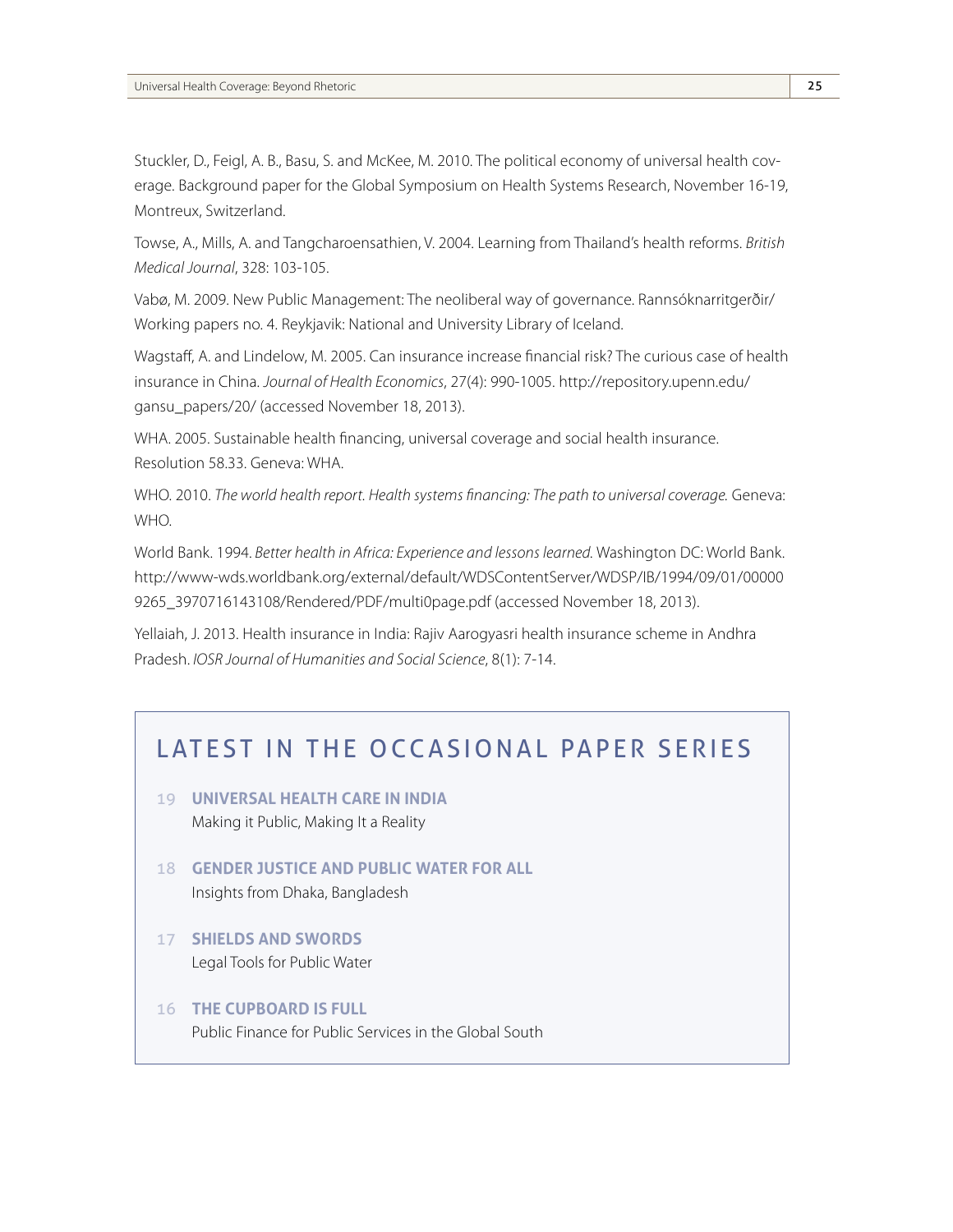Stuckler, D., Feigl, A. B., Basu, S. and McKee, M. 2010. The political economy of universal health coverage. Background paper for the Global Symposium on Health Systems Research, November 16-19, Montreux, Switzerland.

Towse, A., Mills, A. and Tangcharoensathien, V. 2004. Learning from Thailand's health reforms. *British Medical Journal*, 328: 103-105.

Vabø, M. 2009. New Public Management: The neoliberal way of governance. Rannsóknarritgerðir/Working papers no. 4. Reykjavik: National and University Library of Iceland.

Wagstaff, A. and Lindelow, M. 2005. Can insurance increase financial risk? The curious case of health insurance in China. *Journal of Health Economics*, 27(4): 990-1005. http://repository.upenn.edu/gansu_papers/20/ (accessed November 18, 2013).

WHA. 2005. Sustainable health financing, universal coverage and social health insurance. Resolution 58.33. Geneva: WHA.

WHO. 2010. *The world health report. Health systems financing: The path to universal coverage.* Geneva: WHO.

World Bank. 1994. *Better health in Africa: Experience and lessons learned.* Washington DC: World Bank. http://www-wds.worldbank.org/external/default/WDSContentServer/WDSP/IB/1994/09/01/000009265_3970716143108/Rendered/PDF/multi0page.pdf (accessed November 18, 2013).

Yellaiah, J. 2013. Health insurance in India: Rajiv Aarogyasri health insurance scheme in Andhra Pradesh. *IOSR Journal of Humanities and Social Science*, 8(1): 7-14.

## LATEST IN THE OCCASIONAL PAPER SERIES

19 **UNIVERSAL HEALTH CARE IN INDIA**
Making it Public, Making It a Reality

18 **GENDER JUSTICE AND PUBLIC WATER FOR ALL**
Insights from Dhaka, Bangladesh

17 **SHIELDS AND SWORDS**
Legal Tools for Public Water

16 **THE CUPBOARD IS FULL**
Public Finance for Public Services in the Global South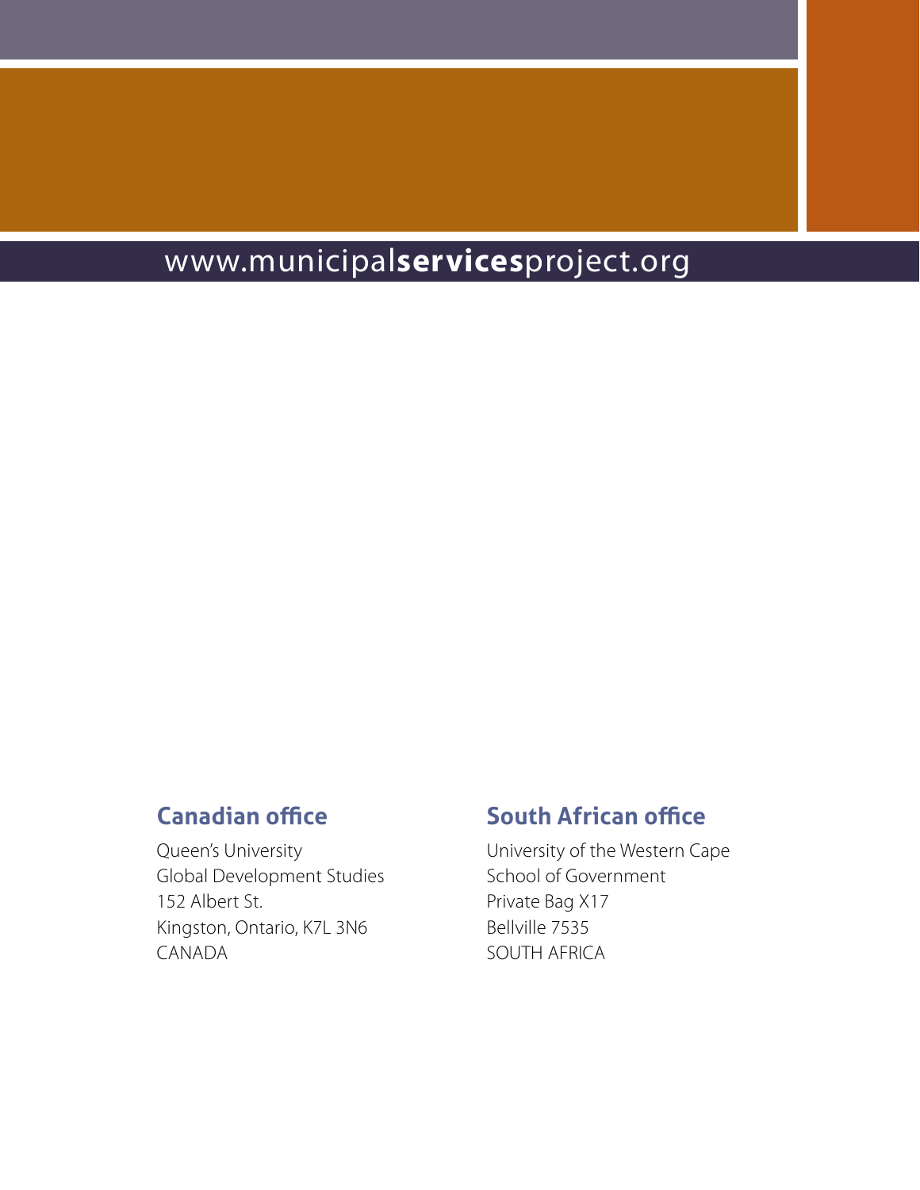www.municipal**services**project.org

## Canadian office

Queen's University
Global Development Studies
152 Albert St.
Kingston, Ontario, K7L 3N6
CANADA

## South African office

University of the Western Cape
School of Government
Private Bag X17
Bellville 7535
SOUTH AFRICA